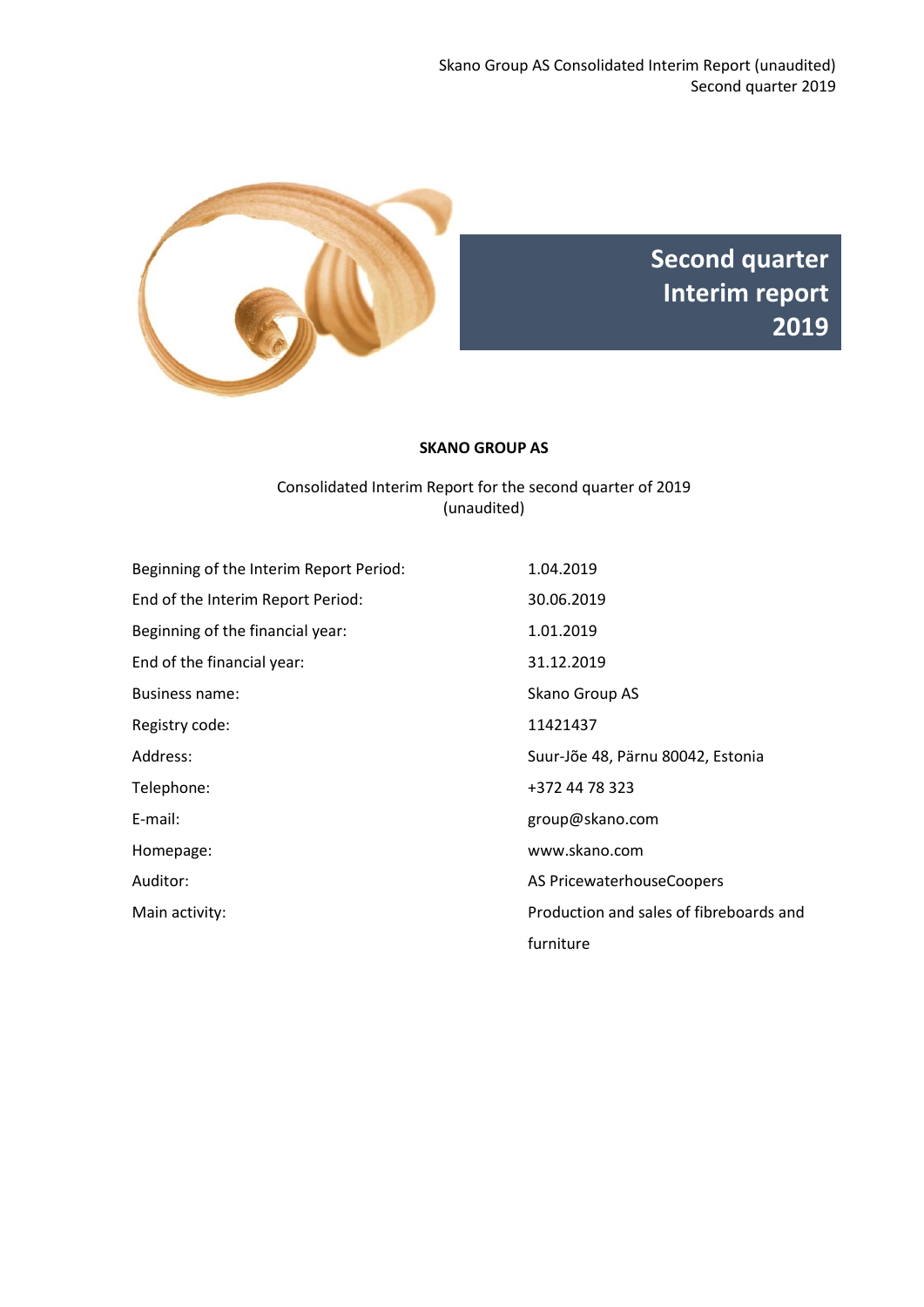# Second quarter Interim report 2019

**SKANO GROUP AS**

Consolidated Interim Report for the second quarter of 2019
(unaudited)

| | |
|---|---|
| Beginning of the Interim Report Period: | 1.04.2019 |
| End of the Interim Report Period: | 30.06.2019 |
| Beginning of the financial year: | 1.01.2019 |
| End of the financial year: | 31.12.2019 |
| Business name: | Skano Group AS |
| Registry code: | 11421437 |
| Address: | Suur-Jõe 48, Pärnu 80042, Estonia |
| Telephone: | +372 44 78 323 |
| E-mail: | group@skano.com |
| Homepage: | www.skano.com |
| Auditor: | AS PricewaterhouseCoopers |
| Main activity: | Production and sales of fibreboards and furniture |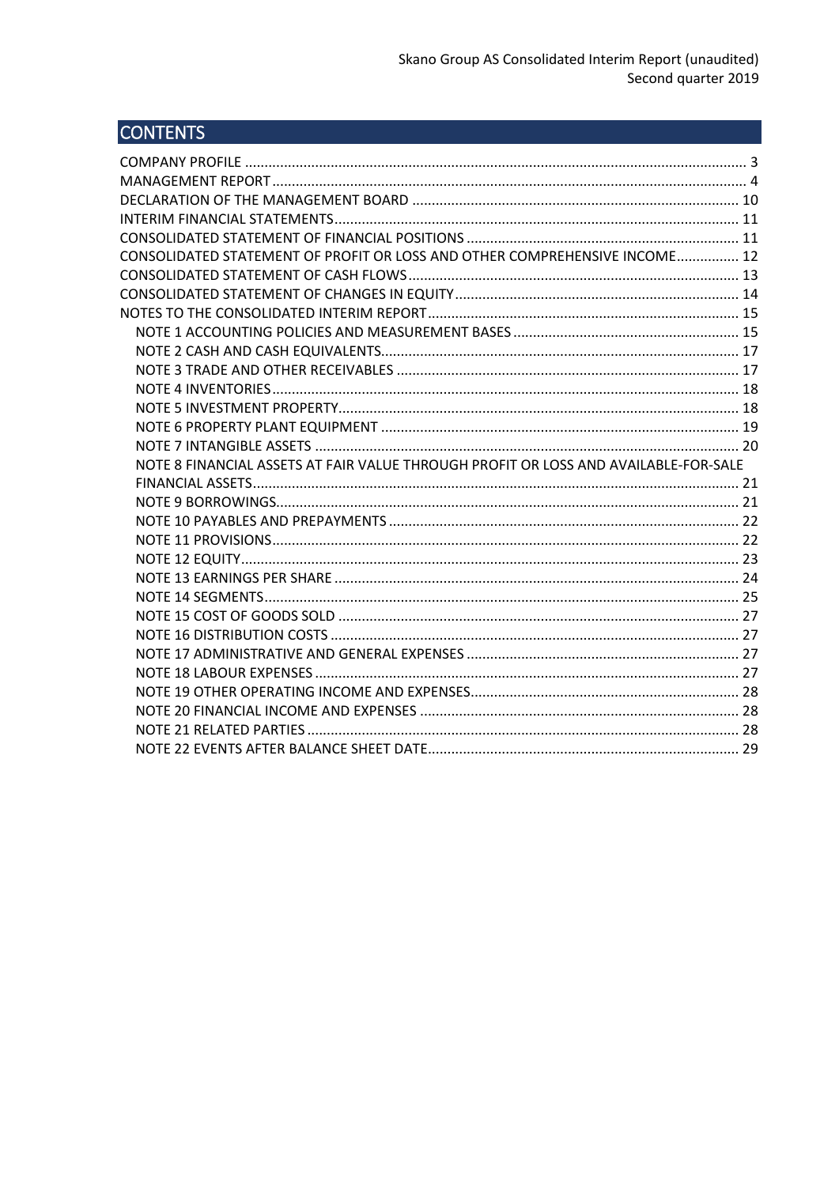# CONTENTS

- COMPANY PROFILE ... 3
- MANAGEMENT REPORT ... 4
- DECLARATION OF THE MANAGEMENT BOARD ... 10
- INTERIM FINANCIAL STATEMENTS ... 11
- CONSOLIDATED STATEMENT OF FINANCIAL POSITIONS ... 11
- CONSOLIDATED STATEMENT OF PROFIT OR LOSS AND OTHER COMPREHENSIVE INCOME ... 12
- CONSOLIDATED STATEMENT OF CASH FLOWS ... 13
- CONSOLIDATED STATEMENT OF CHANGES IN EQUITY ... 14
- NOTES TO THE CONSOLIDATED INTERIM REPORT ... 15
  - NOTE 1 ACCOUNTING POLICIES AND MEASUREMENT BASES ... 15
  - NOTE 2 CASH AND CASH EQUIVALENTS ... 17
  - NOTE 3 TRADE AND OTHER RECEIVABLES ... 17
  - NOTE 4 INVENTORIES ... 18
  - NOTE 5 INVESTMENT PROPERTY ... 18
  - NOTE 6 PROPERTY PLANT EQUIPMENT ... 19
  - NOTE 7 INTANGIBLE ASSETS ... 20
  - NOTE 8 FINANCIAL ASSETS AT FAIR VALUE THROUGH PROFIT OR LOSS AND AVAILABLE-FOR-SALE FINANCIAL ASSETS ... 21
  - NOTE 9 BORROWINGS ... 21
  - NOTE 10 PAYABLES AND PREPAYMENTS ... 22
  - NOTE 11 PROVISIONS ... 22
  - NOTE 12 EQUITY ... 23
  - NOTE 13 EARNINGS PER SHARE ... 24
  - NOTE 14 SEGMENTS ... 25
  - NOTE 15 COST OF GOODS SOLD ... 27
  - NOTE 16 DISTRIBUTION COSTS ... 27
  - NOTE 17 ADMINISTRATIVE AND GENERAL EXPENSES ... 27
  - NOTE 18 LABOUR EXPENSES ... 27
  - NOTE 19 OTHER OPERATING INCOME AND EXPENSES ... 28
  - NOTE 20 FINANCIAL INCOME AND EXPENSES ... 28
  - NOTE 21 RELATED PARTIES ... 28
  - NOTE 22 EVENTS AFTER BALANCE SHEET DATE ... 29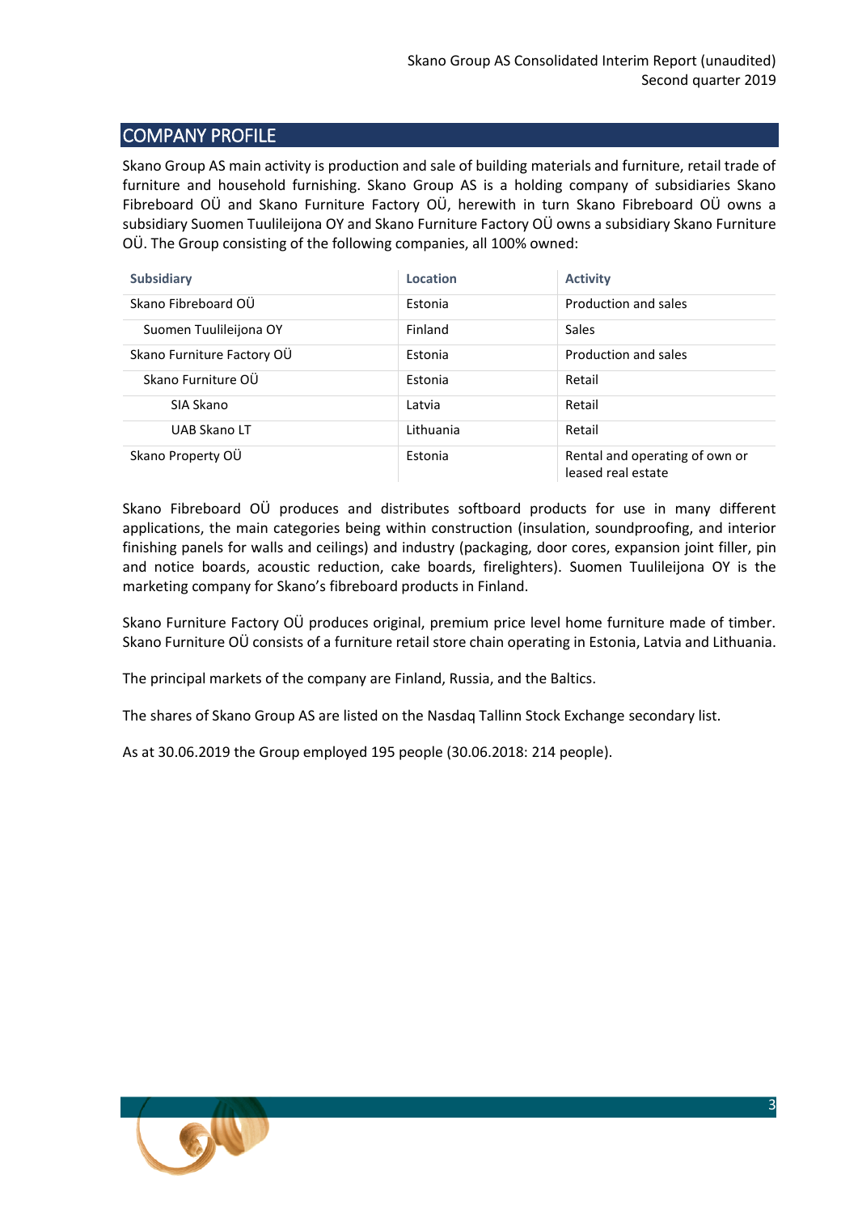## COMPANY PROFILE

Skano Group AS main activity is production and sale of building materials and furniture, retail trade of furniture and household furnishing. Skano Group AS is a holding company of subsidiaries Skano Fibreboard OÜ and Skano Furniture Factory OÜ, herewith in turn Skano Fibreboard OÜ owns a subsidiary Suomen Tuulileijona OY and Skano Furniture Factory OÜ owns a subsidiary Skano Furniture OÜ. The Group consisting of the following companies, all 100% owned:

| Subsidiary | Location | Activity |
|---|---|---|
| Skano Fibreboard OÜ | Estonia | Production and sales |
| Suomen Tuulileijona OY | Finland | Sales |
| Skano Furniture Factory OÜ | Estonia | Production and sales |
| Skano Furniture OÜ | Estonia | Retail |
| SIA Skano | Latvia | Retail |
| UAB Skano LT | Lithuania | Retail |
| Skano Property OÜ | Estonia | Rental and operating of own or leased real estate |

Skano Fibreboard OÜ produces and distributes softboard products for use in many different applications, the main categories being within construction (insulation, soundproofing, and interior finishing panels for walls and ceilings) and industry (packaging, door cores, expansion joint filler, pin and notice boards, acoustic reduction, cake boards, firelighters). Suomen Tuulileijona OY is the marketing company for Skano's fibreboard products in Finland.

Skano Furniture Factory OÜ produces original, premium price level home furniture made of timber. Skano Furniture OÜ consists of a furniture retail store chain operating in Estonia, Latvia and Lithuania.

The principal markets of the company are Finland, Russia, and the Baltics.

The shares of Skano Group AS are listed on the Nasdaq Tallinn Stock Exchange secondary list.

As at 30.06.2019 the Group employed 195 people (30.06.2018: 214 people).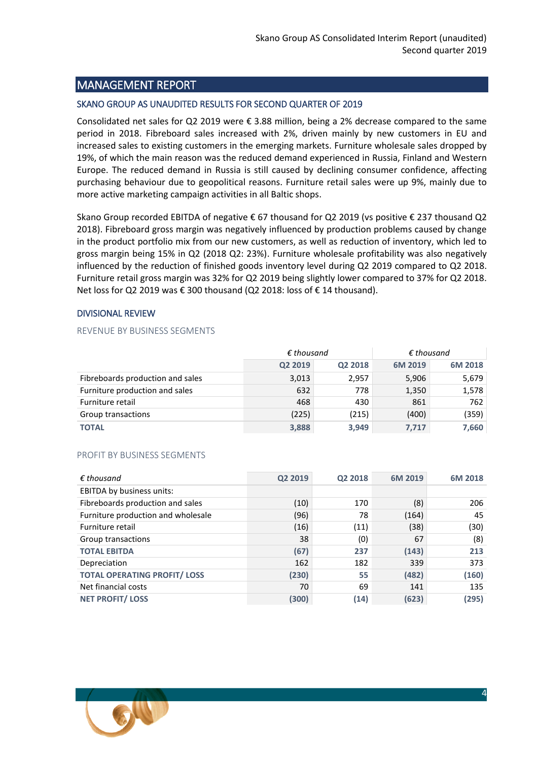## MANAGEMENT REPORT

### SKANO GROUP AS UNAUDITED RESULTS FOR SECOND QUARTER OF 2019

Consolidated net sales for Q2 2019 were € 3.88 million, being a 2% decrease compared to the same period in 2018. Fibreboard sales increased with 2%, driven mainly by new customers in EU and increased sales to existing customers in the emerging markets. Furniture wholesale sales dropped by 19%, of which the main reason was the reduced demand experienced in Russia, Finland and Western Europe. The reduced demand in Russia is still caused by declining consumer confidence, affecting purchasing behaviour due to geopolitical reasons. Furniture retail sales were up 9%, mainly due to more active marketing campaign activities in all Baltic shops.

Skano Group recorded EBITDA of negative € 67 thousand for Q2 2019 (vs positive € 237 thousand Q2 2018). Fibreboard gross margin was negatively influenced by production problems caused by change in the product portfolio mix from our new customers, as well as reduction of inventory, which led to gross margin being 15% in Q2 (2018 Q2: 23%). Furniture wholesale profitability was also negatively influenced by the reduction of finished goods inventory level during Q2 2019 compared to Q2 2018. Furniture retail gross margin was 32% for Q2 2019 being slightly lower compared to 37% for Q2 2018. Net loss for Q2 2019 was € 300 thousand (Q2 2018: loss of € 14 thousand).

### DIVISIONAL REVIEW

REVENUE BY BUSINESS SEGMENTS

| | *€ thousand* | | *€ thousand* | |
|---|---|---|---|---|
| | Q2 2019 | Q2 2018 | 6M 2019 | 6M 2018 |
| Fibreboards production and sales | 3,013 | 2,957 | 5,906 | 5,679 |
| Furniture production and sales | 632 | 778 | 1,350 | 1,578 |
| Furniture retail | 468 | 430 | 861 | 762 |
| Group transactions | (225) | (215) | (400) | (359) |
| **TOTAL** | **3,888** | **3,949** | **7,717** | **7,660** |

PROFIT BY BUSINESS SEGMENTS

| *€ thousand* | Q2 2019 | Q2 2018 | 6M 2019 | 6M 2018 |
|---|---|---|---|---|
| EBITDA by business units: | | | | |
| Fibreboards production and sales | (10) | 170 | (8) | 206 |
| Furniture production and wholesale | (96) | 78 | (164) | 45 |
| Furniture retail | (16) | (11) | (38) | (30) |
| Group transactions | 38 | (0) | 67 | (8) |
| **TOTAL EBITDA** | **(67)** | **237** | **(143)** | **213** |
| Depreciation | 162 | 182 | 339 | 373 |
| **TOTAL OPERATING PROFIT/ LOSS** | **(230)** | **55** | **(482)** | **(160)** |
| Net financial costs | 70 | 69 | 141 | 135 |
| **NET PROFIT/ LOSS** | **(300)** | **(14)** | **(623)** | **(295)** |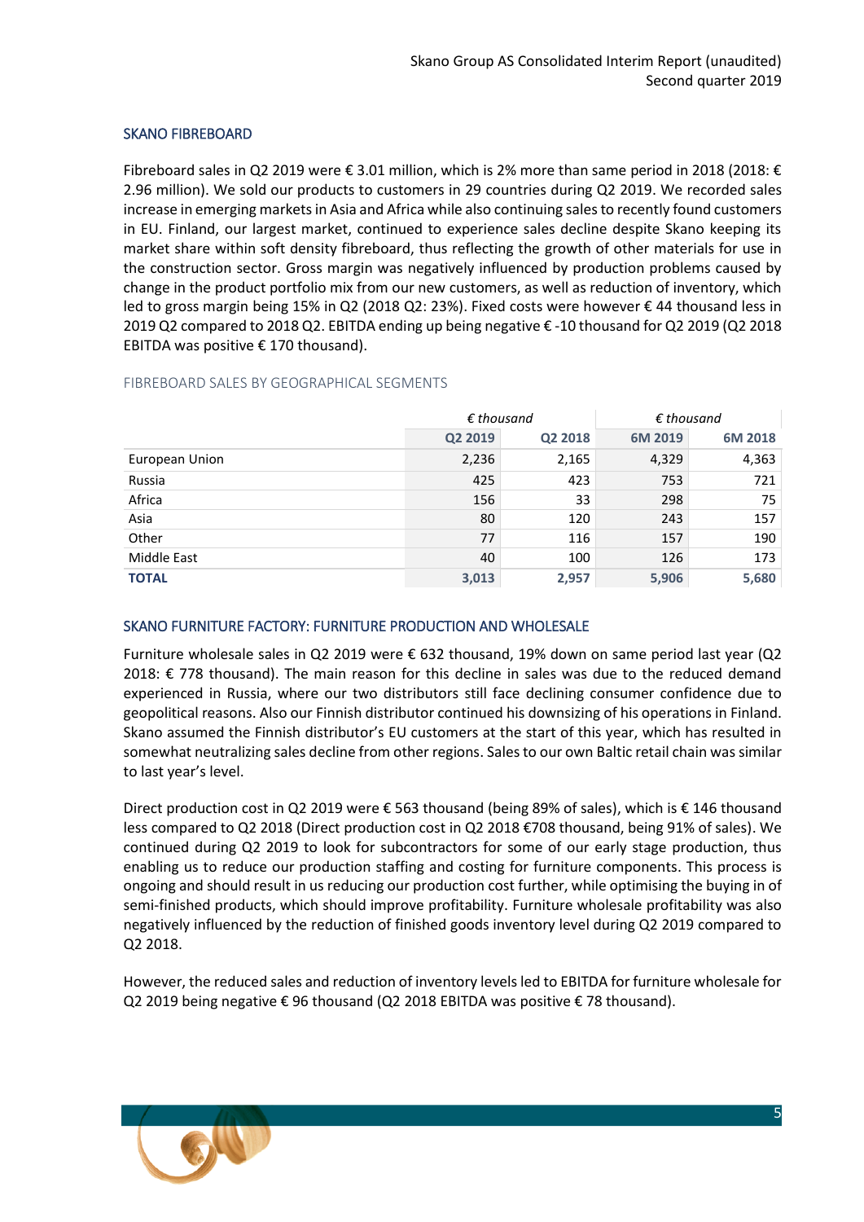## SKANO FIBREBOARD

Fibreboard sales in Q2 2019 were € 3.01 million, which is 2% more than same period in 2018 (2018: € 2.96 million). We sold our products to customers in 29 countries during Q2 2019. We recorded sales increase in emerging markets in Asia and Africa while also continuing sales to recently found customers in EU. Finland, our largest market, continued to experience sales decline despite Skano keeping its market share within soft density fibreboard, thus reflecting the growth of other materials for use in the construction sector. Gross margin was negatively influenced by production problems caused by change in the product portfolio mix from our new customers, as well as reduction of inventory, which led to gross margin being 15% in Q2 (2018 Q2: 23%). Fixed costs were however € 44 thousand less in 2019 Q2 compared to 2018 Q2. EBITDA ending up being negative € -10 thousand for Q2 2019 (Q2 2018 EBITDA was positive € 170 thousand).

### FIBREBOARD SALES BY GEOGRAPHICAL SEGMENTS

| | *€ thousand* | | *€ thousand* | |
|---|---|---|---|---|
| | **Q2 2019** | **Q2 2018** | **6M 2019** | **6M 2018** |
| European Union | 2,236 | 2,165 | 4,329 | 4,363 |
| Russia | 425 | 423 | 753 | 721 |
| Africa | 156 | 33 | 298 | 75 |
| Asia | 80 | 120 | 243 | 157 |
| Other | 77 | 116 | 157 | 190 |
| Middle East | 40 | 100 | 126 | 173 |
| **TOTAL** | **3,013** | **2,957** | **5,906** | **5,680** |

## SKANO FURNITURE FACTORY: FURNITURE PRODUCTION AND WHOLESALE

Furniture wholesale sales in Q2 2019 were € 632 thousand, 19% down on same period last year (Q2 2018: € 778 thousand). The main reason for this decline in sales was due to the reduced demand experienced in Russia, where our two distributors still face declining consumer confidence due to geopolitical reasons. Also our Finnish distributor continued his downsizing of his operations in Finland. Skano assumed the Finnish distributor's EU customers at the start of this year, which has resulted in somewhat neutralizing sales decline from other regions. Sales to our own Baltic retail chain was similar to last year's level.

Direct production cost in Q2 2019 were € 563 thousand (being 89% of sales), which is € 146 thousand less compared to Q2 2018 (Direct production cost in Q2 2018 €708 thousand, being 91% of sales). We continued during Q2 2019 to look for subcontractors for some of our early stage production, thus enabling us to reduce our production staffing and costing for furniture components. This process is ongoing and should result in us reducing our production cost further, while optimising the buying in of semi-finished products, which should improve profitability. Furniture wholesale profitability was also negatively influenced by the reduction of finished goods inventory level during Q2 2019 compared to Q2 2018.

However, the reduced sales and reduction of inventory levels led to EBITDA for furniture wholesale for Q2 2019 being negative € 96 thousand (Q2 2018 EBITDA was positive € 78 thousand).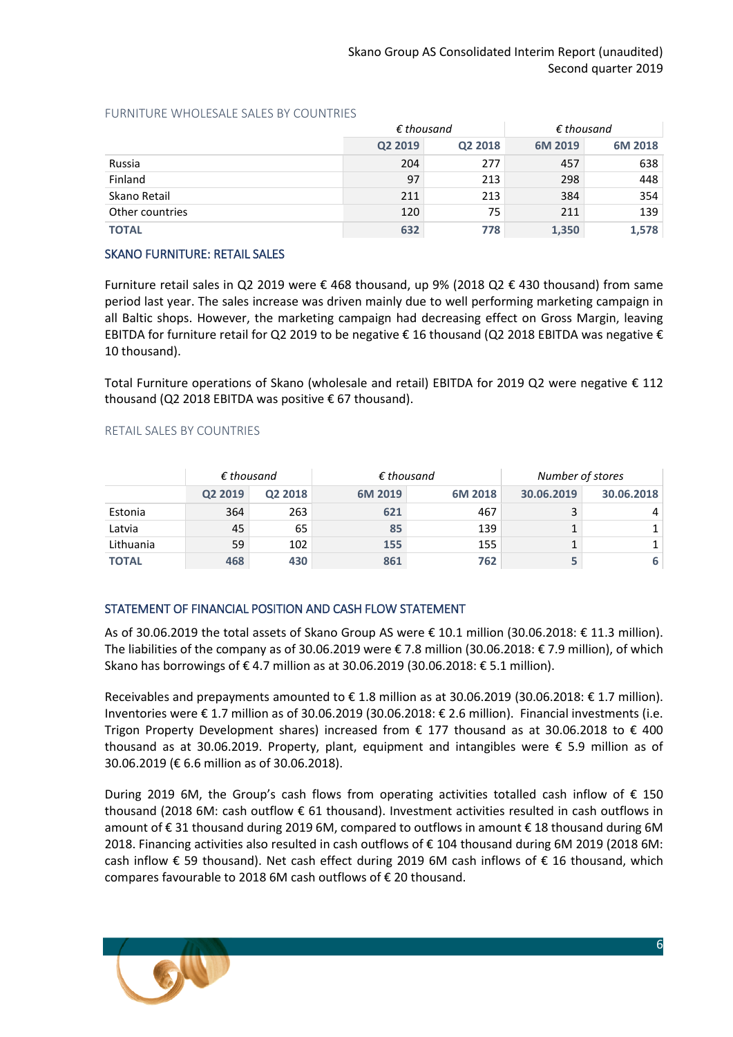FURNITURE WHOLESALE SALES BY COUNTRIES

| | € thousand | | € thousand | |
|---|---|---|---|---|
| | **Q2 2019** | **Q2 2018** | **6M 2019** | **6M 2018** |
| Russia | 204 | 277 | 457 | 638 |
| Finland | 97 | 213 | 298 | 448 |
| Skano Retail | 211 | 213 | 384 | 354 |
| Other countries | 120 | 75 | 211 | 139 |
| **TOTAL** | **632** | **778** | **1,350** | **1,578** |

## SKANO FURNITURE: RETAIL SALES

Furniture retail sales in Q2 2019 were € 468 thousand, up 9% (2018 Q2 € 430 thousand) from same period last year. The sales increase was driven mainly due to well performing marketing campaign in all Baltic shops. However, the marketing campaign had decreasing effect on Gross Margin, leaving EBITDA for furniture retail for Q2 2019 to be negative € 16 thousand (Q2 2018 EBITDA was negative € 10 thousand).

Total Furniture operations of Skano (wholesale and retail) EBITDA for 2019 Q2 were negative € 112 thousand (Q2 2018 EBITDA was positive € 67 thousand).

RETAIL SALES BY COUNTRIES

| | € thousand | | € thousand | | Number of stores | |
|---|---|---|---|---|---|---|
| | **Q2 2019** | **Q2 2018** | **6M 2019** | **6M 2018** | **30.06.2019** | **30.06.2018** |
| Estonia | 364 | 263 | **621** | 467 | 3 | 4 |
| Latvia | 45 | 65 | **85** | 139 | 1 | 1 |
| Lithuania | 59 | 102 | **155** | 155 | 1 | 1 |
| **TOTAL** | **468** | **430** | **861** | **762** | **5** | **6** |

## STATEMENT OF FINANCIAL POSITION AND CASH FLOW STATEMENT

As of 30.06.2019 the total assets of Skano Group AS were € 10.1 million (30.06.2018: € 11.3 million). The liabilities of the company as of 30.06.2019 were € 7.8 million (30.06.2018: € 7.9 million), of which Skano has borrowings of € 4.7 million as at 30.06.2019 (30.06.2018: € 5.1 million).

Receivables and prepayments amounted to € 1.8 million as at 30.06.2019 (30.06.2018: € 1.7 million). Inventories were € 1.7 million as of 30.06.2019 (30.06.2018: € 2.6 million). Financial investments (i.e. Trigon Property Development shares) increased from € 177 thousand as at 30.06.2018 to € 400 thousand as at 30.06.2019. Property, plant, equipment and intangibles were € 5.9 million as of 30.06.2019 (€ 6.6 million as of 30.06.2018).

During 2019 6M, the Group's cash flows from operating activities totalled cash inflow of € 150 thousand (2018 6M: cash outflow € 61 thousand). Investment activities resulted in cash outflows in amount of € 31 thousand during 2019 6M, compared to outflows in amount € 18 thousand during 6M 2018. Financing activities also resulted in cash outflows of € 104 thousand during 6M 2019 (2018 6M: cash inflow € 59 thousand). Net cash effect during 2019 6M cash inflows of € 16 thousand, which compares favourable to 2018 6M cash outflows of € 20 thousand.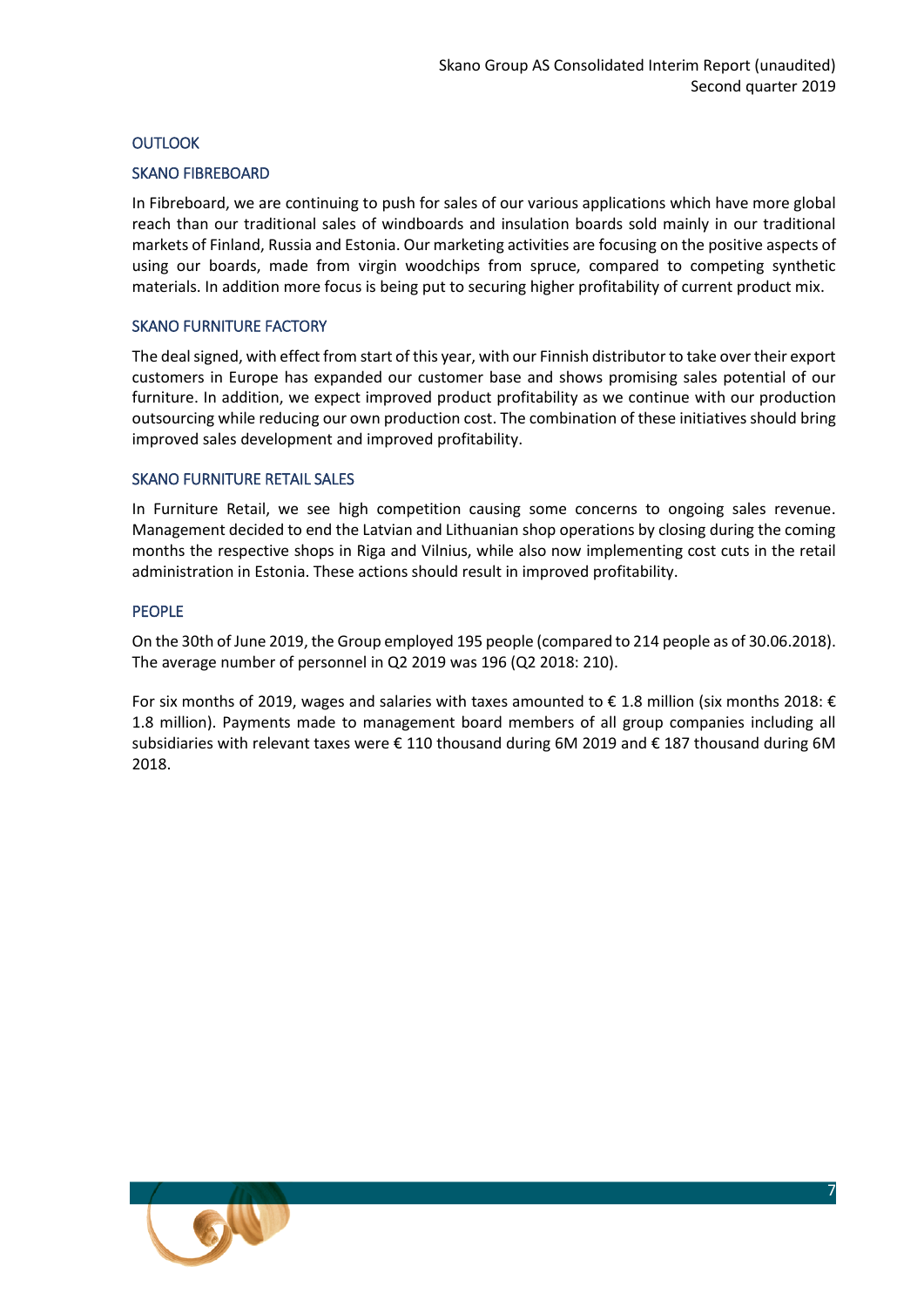## OUTLOOK

### SKANO FIBREBOARD

In Fibreboard, we are continuing to push for sales of our various applications which have more global reach than our traditional sales of windboards and insulation boards sold mainly in our traditional markets of Finland, Russia and Estonia. Our marketing activities are focusing on the positive aspects of using our boards, made from virgin woodchips from spruce, compared to competing synthetic materials. In addition more focus is being put to securing higher profitability of current product mix.

### SKANO FURNITURE FACTORY

The deal signed, with effect from start of this year, with our Finnish distributor to take over their export customers in Europe has expanded our customer base and shows promising sales potential of our furniture. In addition, we expect improved product profitability as we continue with our production outsourcing while reducing our own production cost. The combination of these initiatives should bring improved sales development and improved profitability.

### SKANO FURNITURE RETAIL SALES

In Furniture Retail, we see high competition causing some concerns to ongoing sales revenue. Management decided to end the Latvian and Lithuanian shop operations by closing during the coming months the respective shops in Riga and Vilnius, while also now implementing cost cuts in the retail administration in Estonia. These actions should result in improved profitability.

## PEOPLE

On the 30th of June 2019, the Group employed 195 people (compared to 214 people as of 30.06.2018). The average number of personnel in Q2 2019 was 196 (Q2 2018: 210).

For six months of 2019, wages and salaries with taxes amounted to € 1.8 million (six months 2018: € 1.8 million). Payments made to management board members of all group companies including all subsidiaries with relevant taxes were € 110 thousand during 6M 2019 and € 187 thousand during 6M 2018.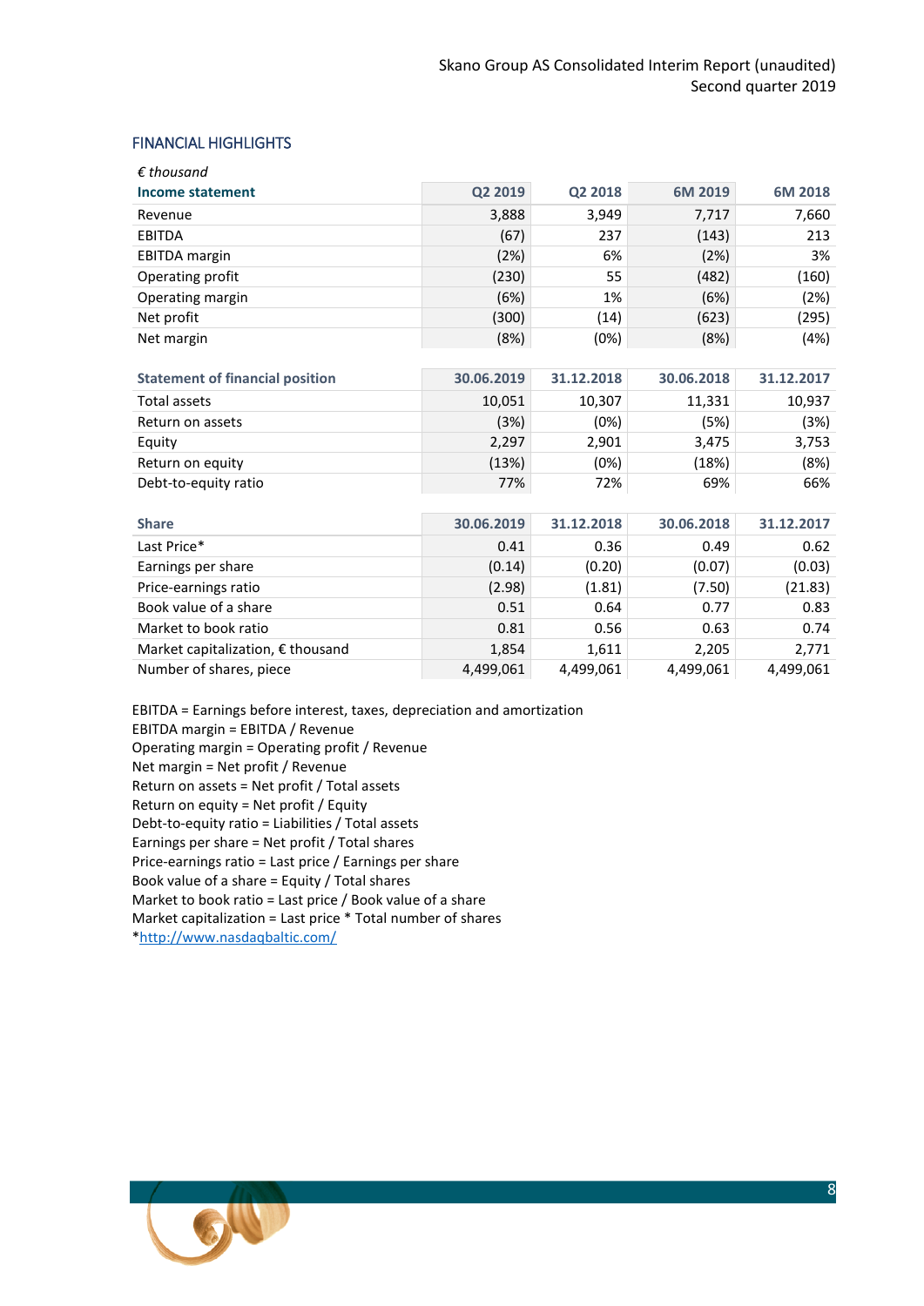## FINANCIAL HIGHLIGHTS

*€ thousand*

| Income statement | Q2 2019 | Q2 2018 | 6M 2019 | 6M 2018 |
|---|---|---|---|---|
| Revenue | 3,888 | 3,949 | 7,717 | 7,660 |
| EBITDA | (67) | 237 | (143) | 213 |
| EBITDA margin | (2%) | 6% | (2%) | 3% |
| Operating profit | (230) | 55 | (482) | (160) |
| Operating margin | (6%) | 1% | (6%) | (2%) |
| Net profit | (300) | (14) | (623) | (295) |
| Net margin | (8%) | (0%) | (8%) | (4%) |

| Statement of financial position | 30.06.2019 | 31.12.2018 | 30.06.2018 | 31.12.2017 |
|---|---|---|---|---|
| Total assets | 10,051 | 10,307 | 11,331 | 10,937 |
| Return on assets | (3%) | (0%) | (5%) | (3%) |
| Equity | 2,297 | 2,901 | 3,475 | 3,753 |
| Return on equity | (13%) | (0%) | (18%) | (8%) |
| Debt-to-equity ratio | 77% | 72% | 69% | 66% |

| Share | 30.06.2019 | 31.12.2018 | 30.06.2018 | 31.12.2017 |
|---|---|---|---|---|
| Last Price* | 0.41 | 0.36 | 0.49 | 0.62 |
| Earnings per share | (0.14) | (0.20) | (0.07) | (0.03) |
| Price-earnings ratio | (2.98) | (1.81) | (7.50) | (21.83) |
| Book value of a share | 0.51 | 0.64 | 0.77 | 0.83 |
| Market to book ratio | 0.81 | 0.56 | 0.63 | 0.74 |
| Market capitalization, € thousand | 1,854 | 1,611 | 2,205 | 2,771 |
| Number of shares, piece | 4,499,061 | 4,499,061 | 4,499,061 | 4,499,061 |

EBITDA = Earnings before interest, taxes, depreciation and amortization
EBITDA margin = EBITDA / Revenue
Operating margin = Operating profit / Revenue
Net margin = Net profit / Revenue
Return on assets = Net profit / Total assets
Return on equity = Net profit / Equity
Debt-to-equity ratio = Liabilities / Total assets
Earnings per share = Net profit / Total shares
Price-earnings ratio = Last price / Earnings per share
Book value of a share = Equity / Total shares
Market to book ratio = Last price / Book value of a share
Market capitalization = Last price * Total number of shares
*http://www.nasdaqbaltic.com/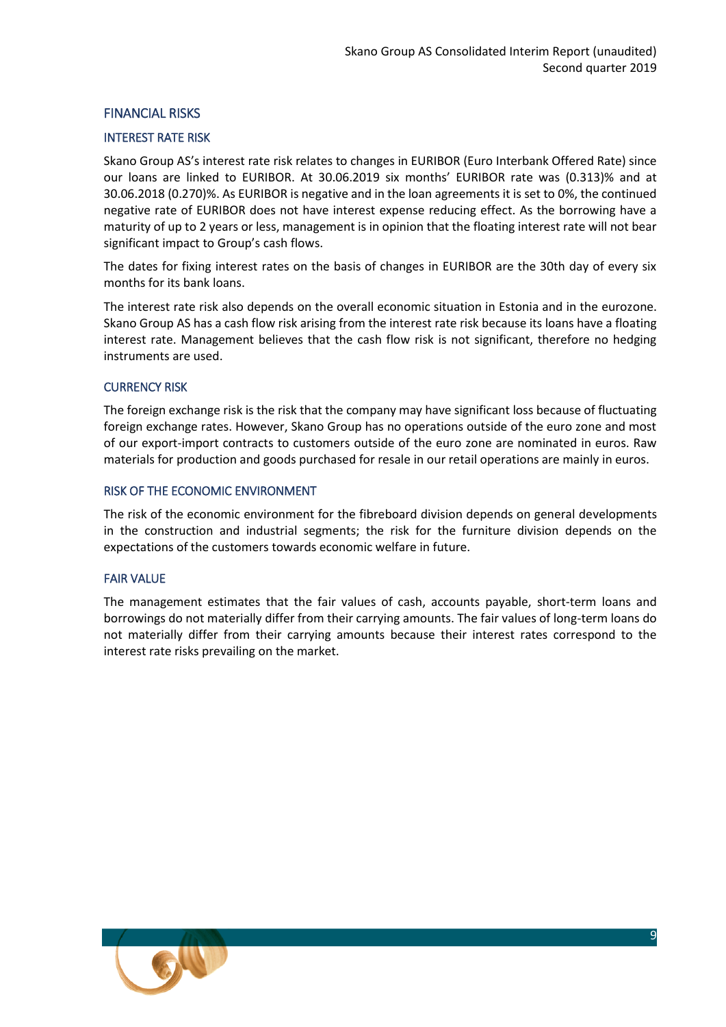## FINANCIAL RISKS

### INTEREST RATE RISK

Skano Group AS's interest rate risk relates to changes in EURIBOR (Euro Interbank Offered Rate) since our loans are linked to EURIBOR. At 30.06.2019 six months' EURIBOR rate was (0.313)% and at 30.06.2018 (0.270)%. As EURIBOR is negative and in the loan agreements it is set to 0%, the continued negative rate of EURIBOR does not have interest expense reducing effect. As the borrowing have a maturity of up to 2 years or less, management is in opinion that the floating interest rate will not bear significant impact to Group's cash flows.

The dates for fixing interest rates on the basis of changes in EURIBOR are the 30th day of every six months for its bank loans.

The interest rate risk also depends on the overall economic situation in Estonia and in the eurozone. Skano Group AS has a cash flow risk arising from the interest rate risk because its loans have a floating interest rate. Management believes that the cash flow risk is not significant, therefore no hedging instruments are used.

### CURRENCY RISK

The foreign exchange risk is the risk that the company may have significant loss because of fluctuating foreign exchange rates. However, Skano Group has no operations outside of the euro zone and most of our export-import contracts to customers outside of the euro zone are nominated in euros. Raw materials for production and goods purchased for resale in our retail operations are mainly in euros.

### RISK OF THE ECONOMIC ENVIRONMENT

The risk of the economic environment for the fibreboard division depends on general developments in the construction and industrial segments; the risk for the furniture division depends on the expectations of the customers towards economic welfare in future.

### FAIR VALUE

The management estimates that the fair values of cash, accounts payable, short-term loans and borrowings do not materially differ from their carrying amounts. The fair values of long-term loans do not materially differ from their carrying amounts because their interest rates correspond to the interest rate risks prevailing on the market.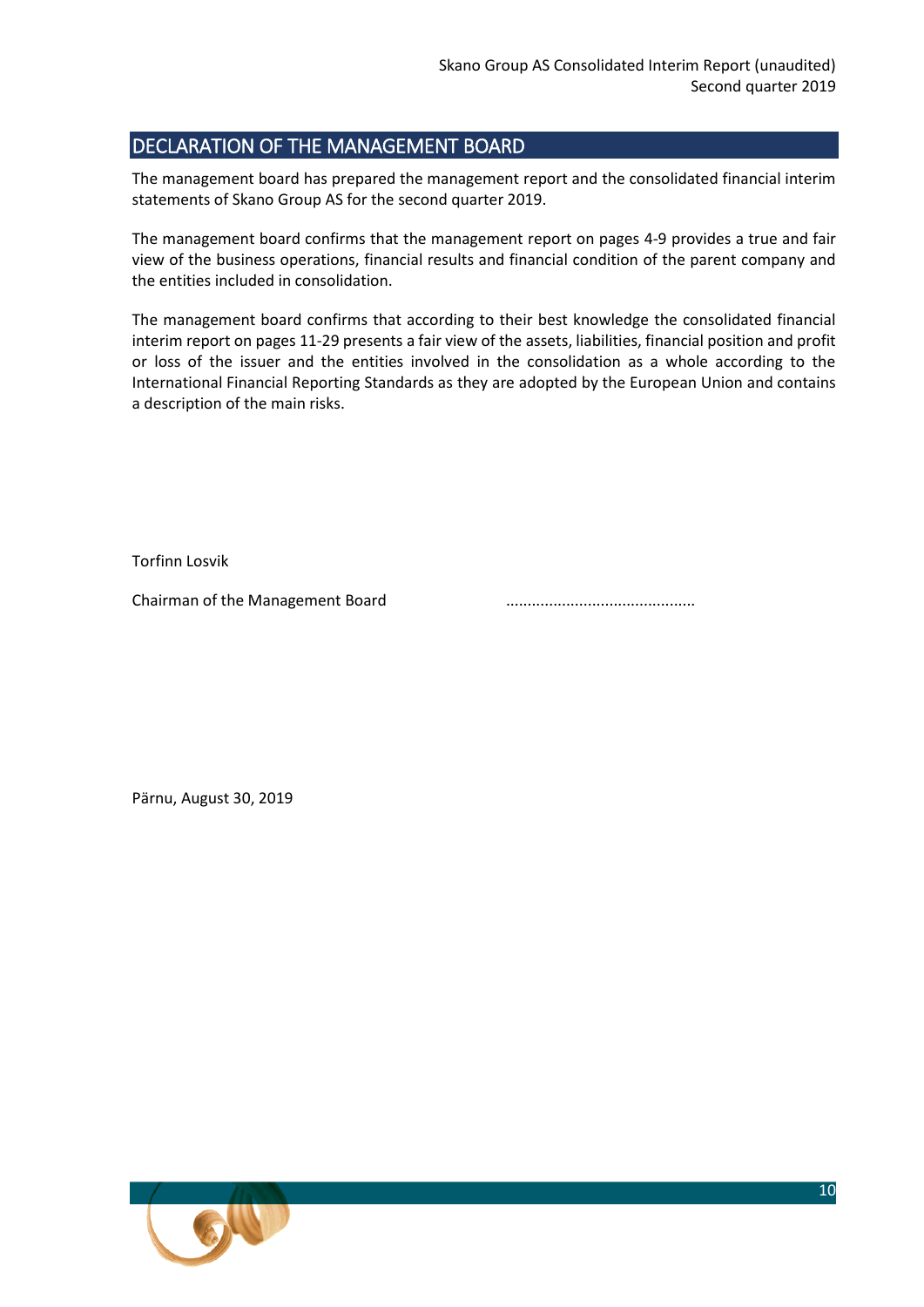## DECLARATION OF THE MANAGEMENT BOARD

The management board has prepared the management report and the consolidated financial interim statements of Skano Group AS for the second quarter 2019.

The management board confirms that the management report on pages 4-9 provides a true and fair view of the business operations, financial results and financial condition of the parent company and the entities included in consolidation.

The management board confirms that according to their best knowledge the consolidated financial interim report on pages 11-29 presents a fair view of the assets, liabilities, financial position and profit or loss of the issuer and the entities involved in the consolidation as a whole according to the International Financial Reporting Standards as they are adopted by the European Union and contains a description of the main risks.

Torfinn Losvik

Chairman of the Management Board ............................................

Pärnu, August 30, 2019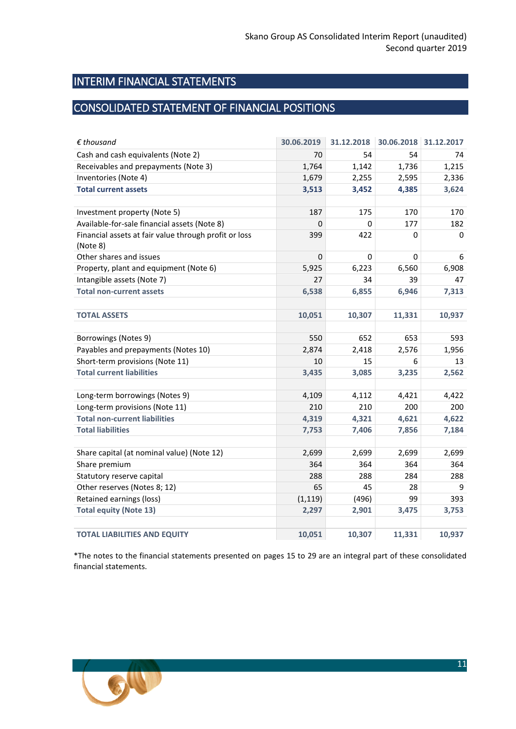# INTERIM FINANCIAL STATEMENTS

## CONSOLIDATED STATEMENT OF FINANCIAL POSITIONS

| *€ thousand* | 30.06.2019 | 31.12.2018 | 30.06.2018 | 31.12.2017 |
|---|---|---|---|---|
| Cash and cash equivalents (Note 2) | 70 | 54 | 54 | 74 |
| Receivables and prepayments (Note 3) | 1,764 | 1,142 | 1,736 | 1,215 |
| Inventories (Note 4) | 1,679 | 2,255 | 2,595 | 2,336 |
| **Total current assets** | **3,513** | **3,452** | **4,385** | **3,624** |
| | | | | |
| Investment property (Note 5) | 187 | 175 | 170 | 170 |
| Available-for-sale financial assets (Note 8) | 0 | 0 | 177 | 182 |
| Financial assets at fair value through profit or loss (Note 8) | 399 | 422 | 0 | 0 |
| Other shares and issues | 0 | 0 | 0 | 6 |
| Property, plant and equipment (Note 6) | 5,925 | 6,223 | 6,560 | 6,908 |
| Intangible assets (Note 7) | 27 | 34 | 39 | 47 |
| **Total non-current assets** | **6,538** | **6,855** | **6,946** | **7,313** |
| | | | | |
| **TOTAL ASSETS** | **10,051** | **10,307** | **11,331** | **10,937** |
| | | | | |
| Borrowings (Notes 9) | 550 | 652 | 653 | 593 |
| Payables and prepayments (Notes 10) | 2,874 | 2,418 | 2,576 | 1,956 |
| Short-term provisions (Note 11) | 10 | 15 | 6 | 13 |
| **Total current liabilities** | **3,435** | **3,085** | **3,235** | **2,562** |
| | | | | |
| Long-term borrowings (Notes 9) | 4,109 | 4,112 | 4,421 | 4,422 |
| Long-term provisions (Note 11) | 210 | 210 | 200 | 200 |
| **Total non-current liabilities** | **4,319** | **4,321** | **4,621** | **4,622** |
| **Total liabilities** | **7,753** | **7,406** | **7,856** | **7,184** |
| | | | | |
| Share capital (at nominal value) (Note 12) | 2,699 | 2,699 | 2,699 | 2,699 |
| Share premium | 364 | 364 | 364 | 364 |
| Statutory reserve capital | 288 | 288 | 284 | 288 |
| Other reserves (Notes 8; 12) | 65 | 45 | 28 | 9 |
| Retained earnings (loss) | (1,119) | (496) | 99 | 393 |
| **Total equity (Note 13)** | **2,297** | **2,901** | **3,475** | **3,753** |
| | | | | |
| **TOTAL LIABILITIES AND EQUITY** | **10,051** | **10,307** | **11,331** | **10,937** |

*The notes to the financial statements presented on pages 15 to 29 are an integral part of these consolidated financial statements.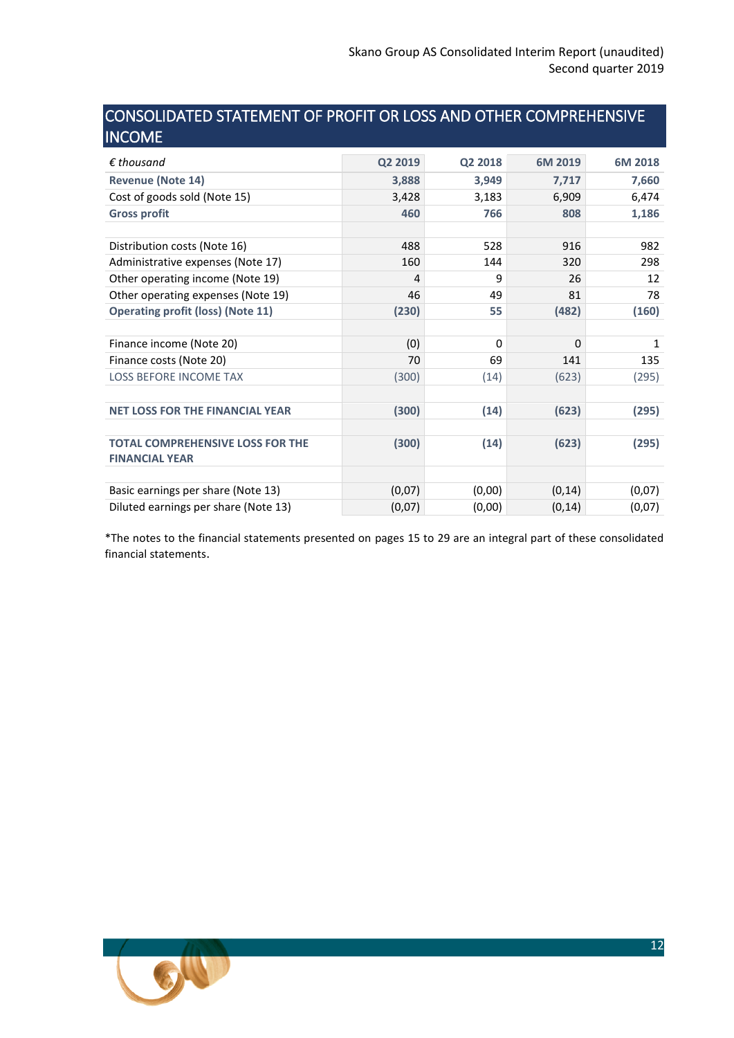# CONSOLIDATED STATEMENT OF PROFIT OR LOSS AND OTHER COMPREHENSIVE INCOME

| *€ thousand* | Q2 2019 | Q2 2018 | 6M 2019 | 6M 2018 |
|---|---|---|---|---|
| **Revenue (Note 14)** | **3,888** | **3,949** | **7,717** | **7,660** |
| Cost of goods sold (Note 15) | 3,428 | 3,183 | 6,909 | 6,474 |
| **Gross profit** | **460** | **766** | **808** | **1,186** |
| | | | | |
| Distribution costs (Note 16) | 488 | 528 | 916 | 982 |
| Administrative expenses (Note 17) | 160 | 144 | 320 | 298 |
| Other operating income (Note 19) | 4 | 9 | 26 | 12 |
| Other operating expenses (Note 19) | 46 | 49 | 81 | 78 |
| **Operating profit (loss) (Note 11)** | **(230)** | **55** | **(482)** | **(160)** |
| | | | | |
| Finance income (Note 20) | (0) | 0 | 0 | 1 |
| Finance costs (Note 20) | 70 | 69 | 141 | 135 |
| LOSS BEFORE INCOME TAX | (300) | (14) | (623) | (295) |
| | | | | |
| **NET LOSS FOR THE FINANCIAL YEAR** | **(300)** | **(14)** | **(623)** | **(295)** |
| | | | | |
| **TOTAL COMPREHENSIVE LOSS FOR THE FINANCIAL YEAR** | **(300)** | **(14)** | **(623)** | **(295)** |
| | | | | |
| Basic earnings per share (Note 13) | (0,07) | (0,00) | (0,14) | (0,07) |
| Diluted earnings per share (Note 13) | (0,07) | (0,00) | (0,14) | (0,07) |

*The notes to the financial statements presented on pages 15 to 29 are an integral part of these consolidated financial statements.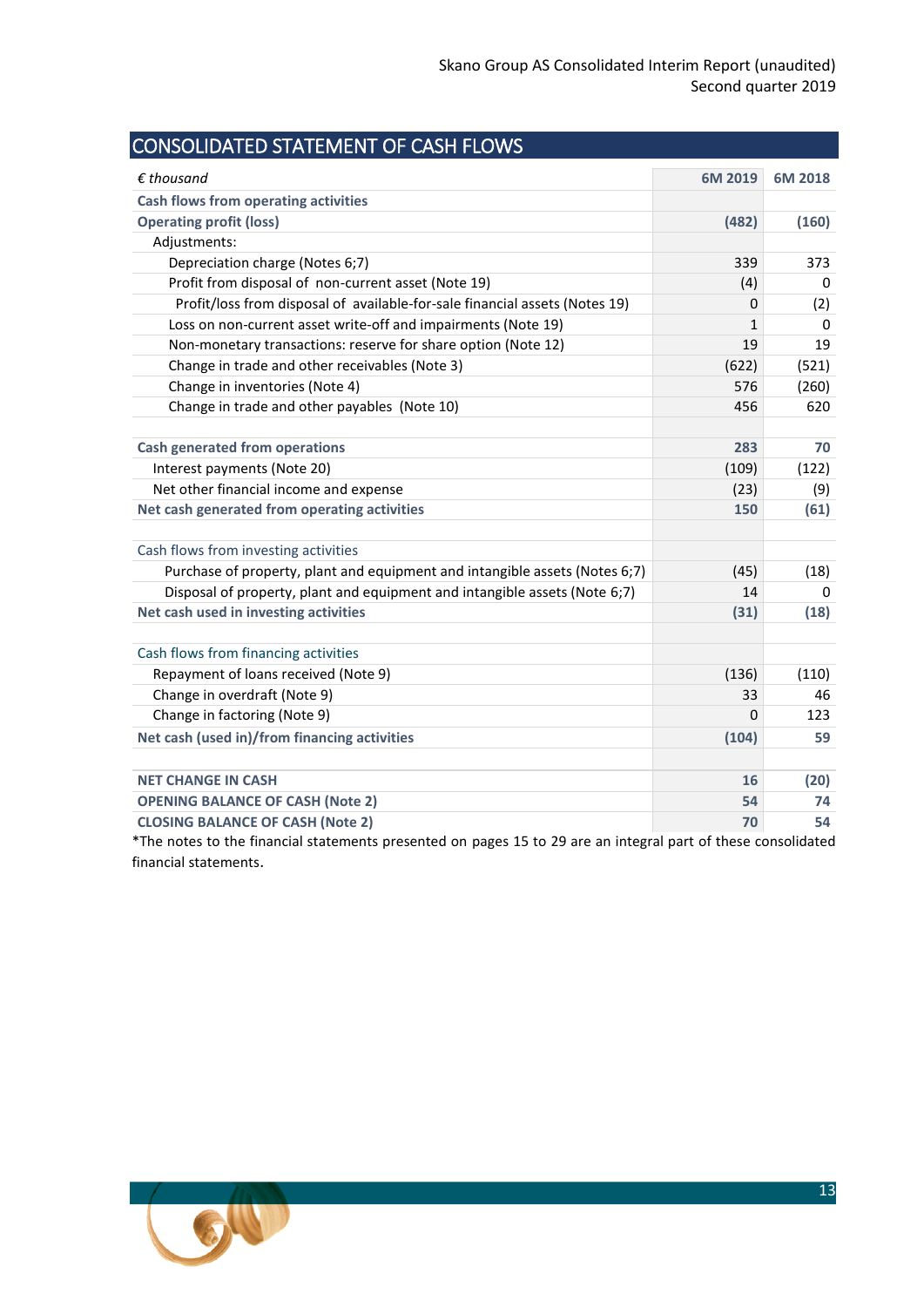# CONSOLIDATED STATEMENT OF CASH FLOWS

| *€ thousand* | 6M 2019 | 6M 2018 |
|---|---|---|
| **Cash flows from operating activities** | | |
| **Operating profit (loss)** | **(482)** | **(160)** |
| Adjustments: | | |
| Depreciation charge (Notes 6;7) | 339 | 373 |
| Profit from disposal of non-current asset (Note 19) | (4) | 0 |
| Profit/loss from disposal of available-for-sale financial assets (Notes 19) | 0 | (2) |
| Loss on non-current asset write-off and impairments (Note 19) | 1 | 0 |
| Non-monetary transactions: reserve for share option (Note 12) | 19 | 19 |
| Change in trade and other receivables (Note 3) | (622) | (521) |
| Change in inventories (Note 4) | 576 | (260) |
| Change in trade and other payables (Note 10) | 456 | 620 |
| | | |
| **Cash generated from operations** | **283** | **70** |
| Interest payments (Note 20) | (109) | (122) |
| Net other financial income and expense | (23) | (9) |
| **Net cash generated from operating activities** | **150** | **(61)** |
| | | |
| Cash flows from investing activities | | |
| Purchase of property, plant and equipment and intangible assets (Notes 6;7) | (45) | (18) |
| Disposal of property, plant and equipment and intangible assets (Note 6;7) | 14 | 0 |
| **Net cash used in investing activities** | **(31)** | **(18)** |
| | | |
| Cash flows from financing activities | | |
| Repayment of loans received (Note 9) | (136) | (110) |
| Change in overdraft (Note 9) | 33 | 46 |
| Change in factoring (Note 9) | 0 | 123 |
| **Net cash (used in)/from financing activities** | **(104)** | **59** |
| | | |
| **NET CHANGE IN CASH** | **16** | **(20)** |
| **OPENING BALANCE OF CASH (Note 2)** | **54** | **74** |
| **CLOSING BALANCE OF CASH (Note 2)** | **70** | **54** |

*The notes to the financial statements presented on pages 15 to 29 are an integral part of these consolidated financial statements.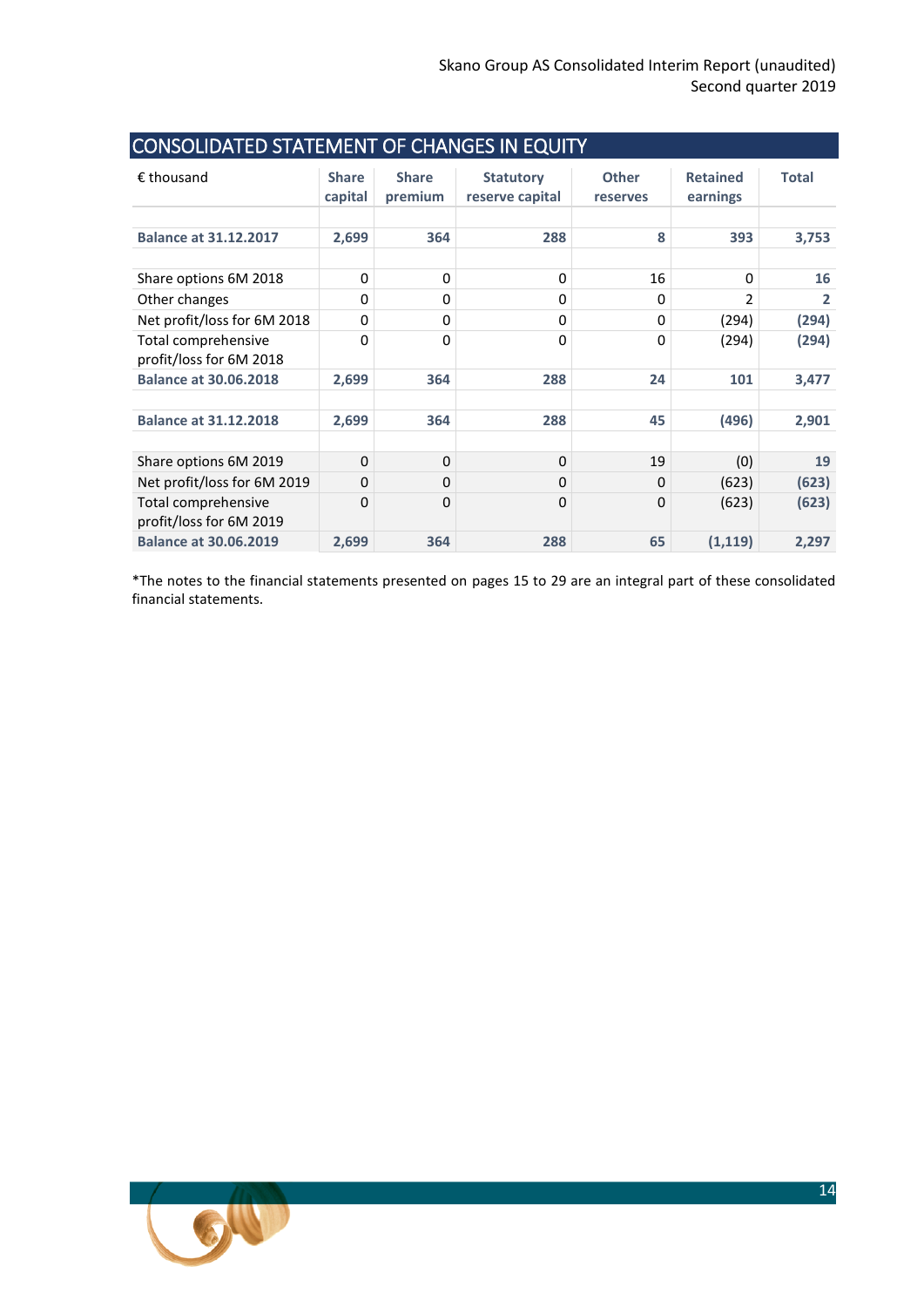## CONSOLIDATED STATEMENT OF CHANGES IN EQUITY

| € thousand | Share capital | Share premium | Statutory reserve capital | Other reserves | Retained earnings | Total |
|---|---|---|---|---|---|---|
| **Balance at 31.12.2017** | **2,699** | **364** | **288** | **8** | **393** | **3,753** |
| Share options 6M 2018 | 0 | 0 | 0 | 16 | 0 | **16** |
| Other changes | 0 | 0 | 0 | 0 | 2 | **2** |
| Net profit/loss for 6M 2018 | 0 | 0 | 0 | 0 | (294) | **(294)** |
| Total comprehensive profit/loss for 6M 2018 | 0 | 0 | 0 | 0 | (294) | **(294)** |
| **Balance at 30.06.2018** | **2,699** | **364** | **288** | **24** | **101** | **3,477** |
| **Balance at 31.12.2018** | **2,699** | **364** | **288** | **45** | **(496)** | **2,901** |
| Share options 6M 2019 | 0 | 0 | 0 | 19 | (0) | **19** |
| Net profit/loss for 6M 2019 | 0 | 0 | 0 | 0 | (623) | **(623)** |
| Total comprehensive profit/loss for 6M 2019 | 0 | 0 | 0 | 0 | (623) | **(623)** |
| **Balance at 30.06.2019** | **2,699** | **364** | **288** | **65** | **(1,119)** | **2,297** |

*The notes to the financial statements presented on pages 15 to 29 are an integral part of these consolidated financial statements.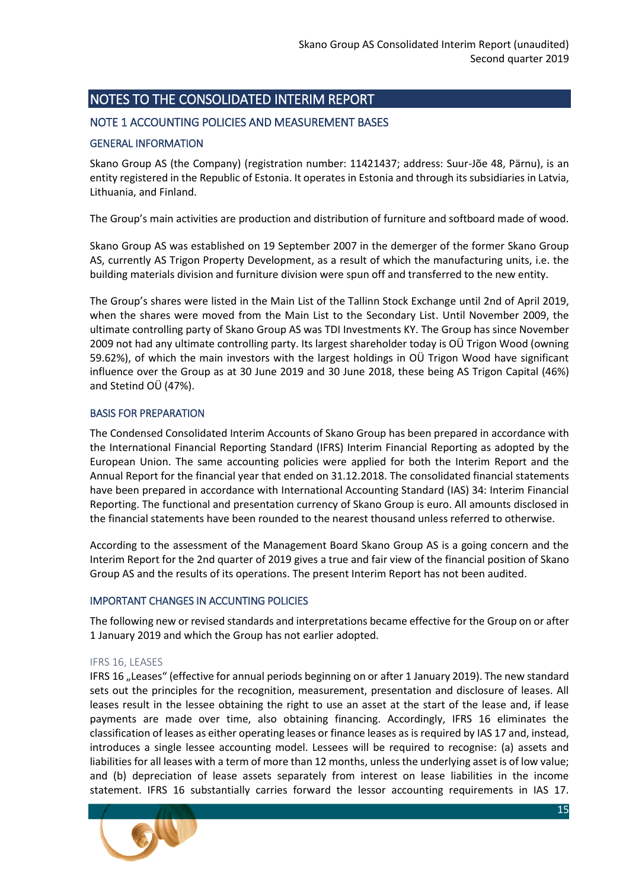# NOTES TO THE CONSOLIDATED INTERIM REPORT

## NOTE 1 ACCOUNTING POLICIES AND MEASUREMENT BASES

### GENERAL INFORMATION

Skano Group AS (the Company) (registration number: 11421437; address: Suur-Jõe 48, Pärnu), is an entity registered in the Republic of Estonia. It operates in Estonia and through its subsidiaries in Latvia, Lithuania, and Finland.

The Group's main activities are production and distribution of furniture and softboard made of wood.

Skano Group AS was established on 19 September 2007 in the demerger of the former Skano Group AS, currently AS Trigon Property Development, as a result of which the manufacturing units, i.e. the building materials division and furniture division were spun off and transferred to the new entity.

The Group's shares were listed in the Main List of the Tallinn Stock Exchange until 2nd of April 2019, when the shares were moved from the Main List to the Secondary List. Until November 2009, the ultimate controlling party of Skano Group AS was TDI Investments KY. The Group has since November 2009 not had any ultimate controlling party. Its largest shareholder today is OÜ Trigon Wood (owning 59.62%), of which the main investors with the largest holdings in OÜ Trigon Wood have significant influence over the Group as at 30 June 2019 and 30 June 2018, these being AS Trigon Capital (46%) and Stetind OÜ (47%).

### BASIS FOR PREPARATION

The Condensed Consolidated Interim Accounts of Skano Group has been prepared in accordance with the International Financial Reporting Standard (IFRS) Interim Financial Reporting as adopted by the European Union. The same accounting policies were applied for both the Interim Report and the Annual Report for the financial year that ended on 31.12.2018. The consolidated financial statements have been prepared in accordance with International Accounting Standard (IAS) 34: Interim Financial Reporting. The functional and presentation currency of Skano Group is euro. All amounts disclosed in the financial statements have been rounded to the nearest thousand unless referred to otherwise.

According to the assessment of the Management Board Skano Group AS is a going concern and the Interim Report for the 2nd quarter of 2019 gives a true and fair view of the financial position of Skano Group AS and the results of its operations. The present Interim Report has not been audited.

### IMPORTANT CHANGES IN ACCUNTING POLICIES

The following new or revised standards and interpretations became effective for the Group on or after 1 January 2019 and which the Group has not earlier adopted.

#### IFRS 16, LEASES

IFRS 16 „Leases" (effective for annual periods beginning on or after 1 January 2019). The new standard sets out the principles for the recognition, measurement, presentation and disclosure of leases. All leases result in the lessee obtaining the right to use an asset at the start of the lease and, if lease payments are made over time, also obtaining financing. Accordingly, IFRS 16 eliminates the classification of leases as either operating leases or finance leases as is required by IAS 17 and, instead, introduces a single lessee accounting model. Lessees will be required to recognise: (a) assets and liabilities for all leases with a term of more than 12 months, unless the underlying asset is of low value; and (b) depreciation of lease assets separately from interest on lease liabilities in the income statement. IFRS 16 substantially carries forward the lessor accounting requirements in IAS 17.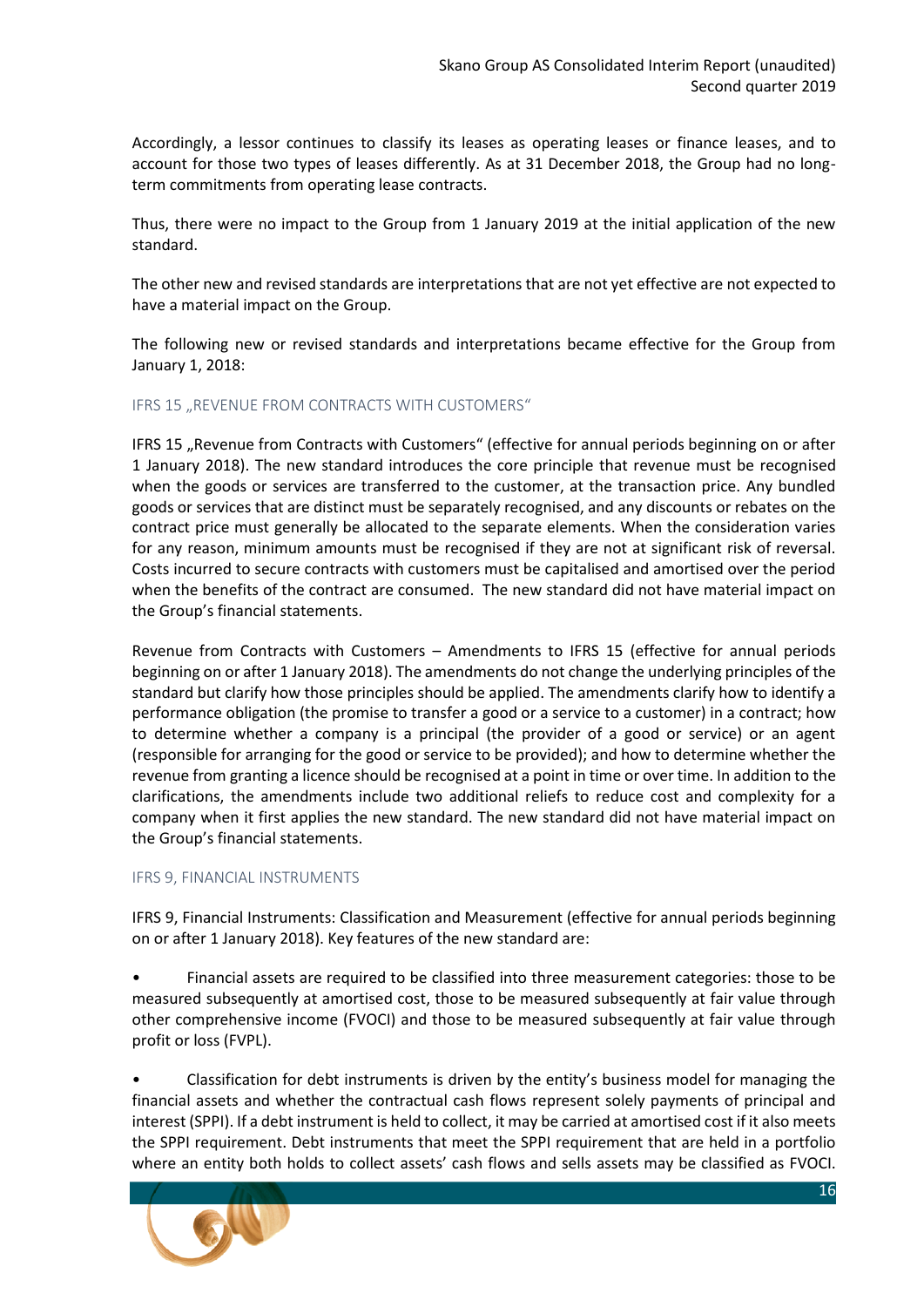Accordingly, a lessor continues to classify its leases as operating leases or finance leases, and to account for those two types of leases differently. As at 31 December 2018, the Group had no long-term commitments from operating lease contracts.

Thus, there were no impact to the Group from 1 January 2019 at the initial application of the new standard.

The other new and revised standards are interpretations that are not yet effective are not expected to have a material impact on the Group.

The following new or revised standards and interpretations became effective for the Group from January 1, 2018:

### IFRS 15 „REVENUE FROM CONTRACTS WITH CUSTOMERS“

IFRS 15 „Revenue from Contracts with Customers“ (effective for annual periods beginning on or after 1 January 2018). The new standard introduces the core principle that revenue must be recognised when the goods or services are transferred to the customer, at the transaction price. Any bundled goods or services that are distinct must be separately recognised, and any discounts or rebates on the contract price must generally be allocated to the separate elements. When the consideration varies for any reason, minimum amounts must be recognised if they are not at significant risk of reversal. Costs incurred to secure contracts with customers must be capitalised and amortised over the period when the benefits of the contract are consumed. The new standard did not have material impact on the Group's financial statements.

Revenue from Contracts with Customers – Amendments to IFRS 15 (effective for annual periods beginning on or after 1 January 2018). The amendments do not change the underlying principles of the standard but clarify how those principles should be applied. The amendments clarify how to identify a performance obligation (the promise to transfer a good or a service to a customer) in a contract; how to determine whether a company is a principal (the provider of a good or service) or an agent (responsible for arranging for the good or service to be provided); and how to determine whether the revenue from granting a licence should be recognised at a point in time or over time. In addition to the clarifications, the amendments include two additional reliefs to reduce cost and complexity for a company when it first applies the new standard. The new standard did not have material impact on the Group's financial statements.

### IFRS 9, FINANCIAL INSTRUMENTS

IFRS 9, Financial Instruments: Classification and Measurement (effective for annual periods beginning on or after 1 January 2018). Key features of the new standard are:

- Financial assets are required to be classified into three measurement categories: those to be measured subsequently at amortised cost, those to be measured subsequently at fair value through other comprehensive income (FVOCI) and those to be measured subsequently at fair value through profit or loss (FVPL).

- Classification for debt instruments is driven by the entity's business model for managing the financial assets and whether the contractual cash flows represent solely payments of principal and interest (SPPI). If a debt instrument is held to collect, it may be carried at amortised cost if it also meets the SPPI requirement. Debt instruments that meet the SPPI requirement that are held in a portfolio where an entity both holds to collect assets' cash flows and sells assets may be classified as FVOCI.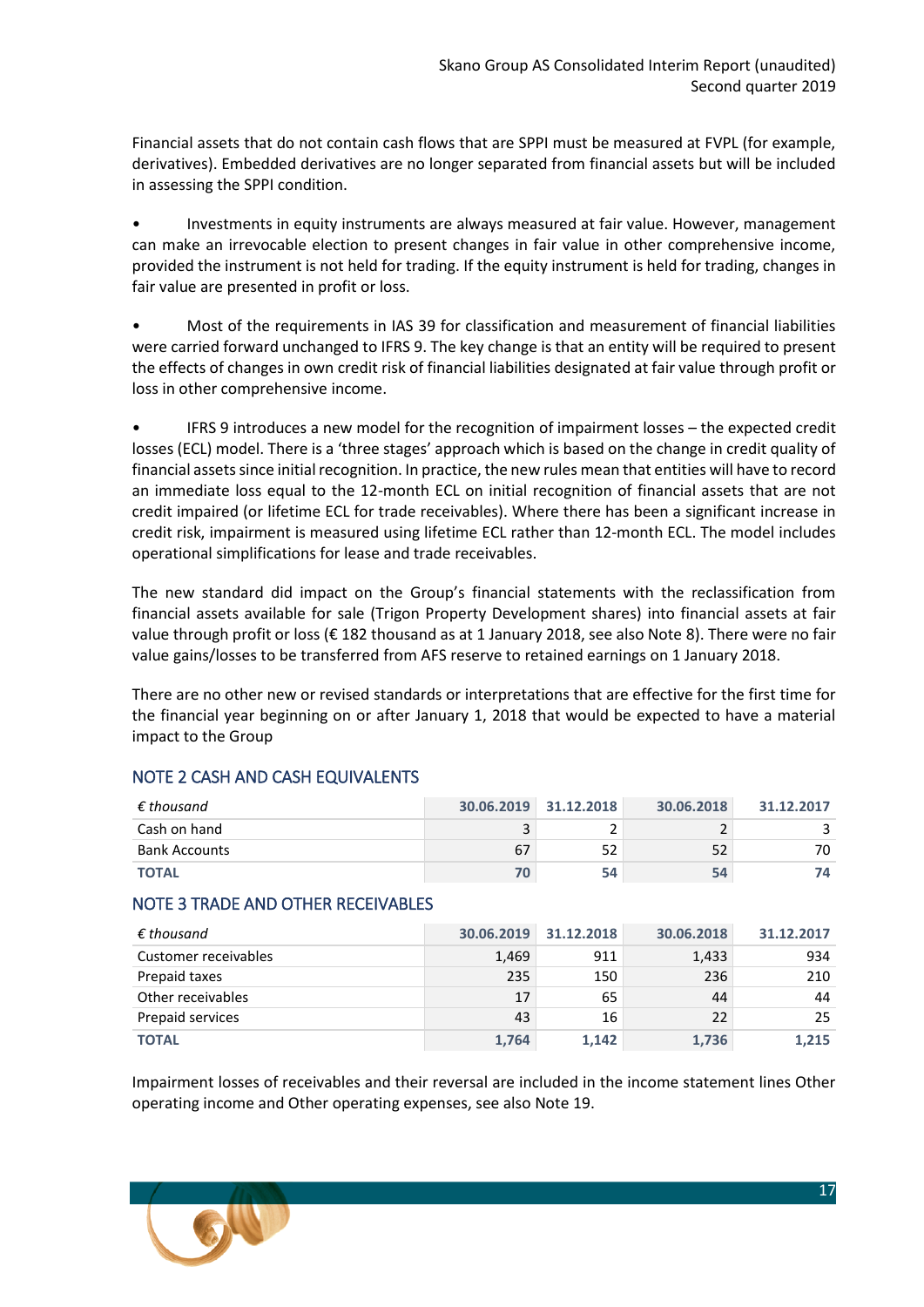Financial assets that do not contain cash flows that are SPPI must be measured at FVPL (for example, derivatives). Embedded derivatives are no longer separated from financial assets but will be included in assessing the SPPI condition.

- Investments in equity instruments are always measured at fair value. However, management can make an irrevocable election to present changes in fair value in other comprehensive income, provided the instrument is not held for trading. If the equity instrument is held for trading, changes in fair value are presented in profit or loss.

- Most of the requirements in IAS 39 for classification and measurement of financial liabilities were carried forward unchanged to IFRS 9. The key change is that an entity will be required to present the effects of changes in own credit risk of financial liabilities designated at fair value through profit or loss in other comprehensive income.

- IFRS 9 introduces a new model for the recognition of impairment losses – the expected credit losses (ECL) model. There is a 'three stages' approach which is based on the change in credit quality of financial assets since initial recognition. In practice, the new rules mean that entities will have to record an immediate loss equal to the 12-month ECL on initial recognition of financial assets that are not credit impaired (or lifetime ECL for trade receivables). Where there has been a significant increase in credit risk, impairment is measured using lifetime ECL rather than 12-month ECL. The model includes operational simplifications for lease and trade receivables.

The new standard did impact on the Group's financial statements with the reclassification from financial assets available for sale (Trigon Property Development shares) into financial assets at fair value through profit or loss (€ 182 thousand as at 1 January 2018, see also Note 8). There were no fair value gains/losses to be transferred from AFS reserve to retained earnings on 1 January 2018.

There are no other new or revised standards or interpretations that are effective for the first time for the financial year beginning on or after January 1, 2018 that would be expected to have a material impact to the Group

## NOTE 2 CASH AND CASH EQUIVALENTS

| *€ thousand* | 30.06.2019 | 31.12.2018 | 30.06.2018 | 31.12.2017 |
|---|---|---|---|---|
| Cash on hand | 3 | 2 | 2 | 3 |
| Bank Accounts | 67 | 52 | 52 | 70 |
| **TOTAL** | **70** | **54** | **54** | **74** |

## NOTE 3 TRADE AND OTHER RECEIVABLES

| *€ thousand* | 30.06.2019 | 31.12.2018 | 30.06.2018 | 31.12.2017 |
|---|---|---|---|---|
| Customer receivables | 1,469 | 911 | 1,433 | 934 |
| Prepaid taxes | 235 | 150 | 236 | 210 |
| Other receivables | 17 | 65 | 44 | 44 |
| Prepaid services | 43 | 16 | 22 | 25 |
| **TOTAL** | **1,764** | **1,142** | **1,736** | **1,215** |

Impairment losses of receivables and their reversal are included in the income statement lines Other operating income and Other operating expenses, see also Note 19.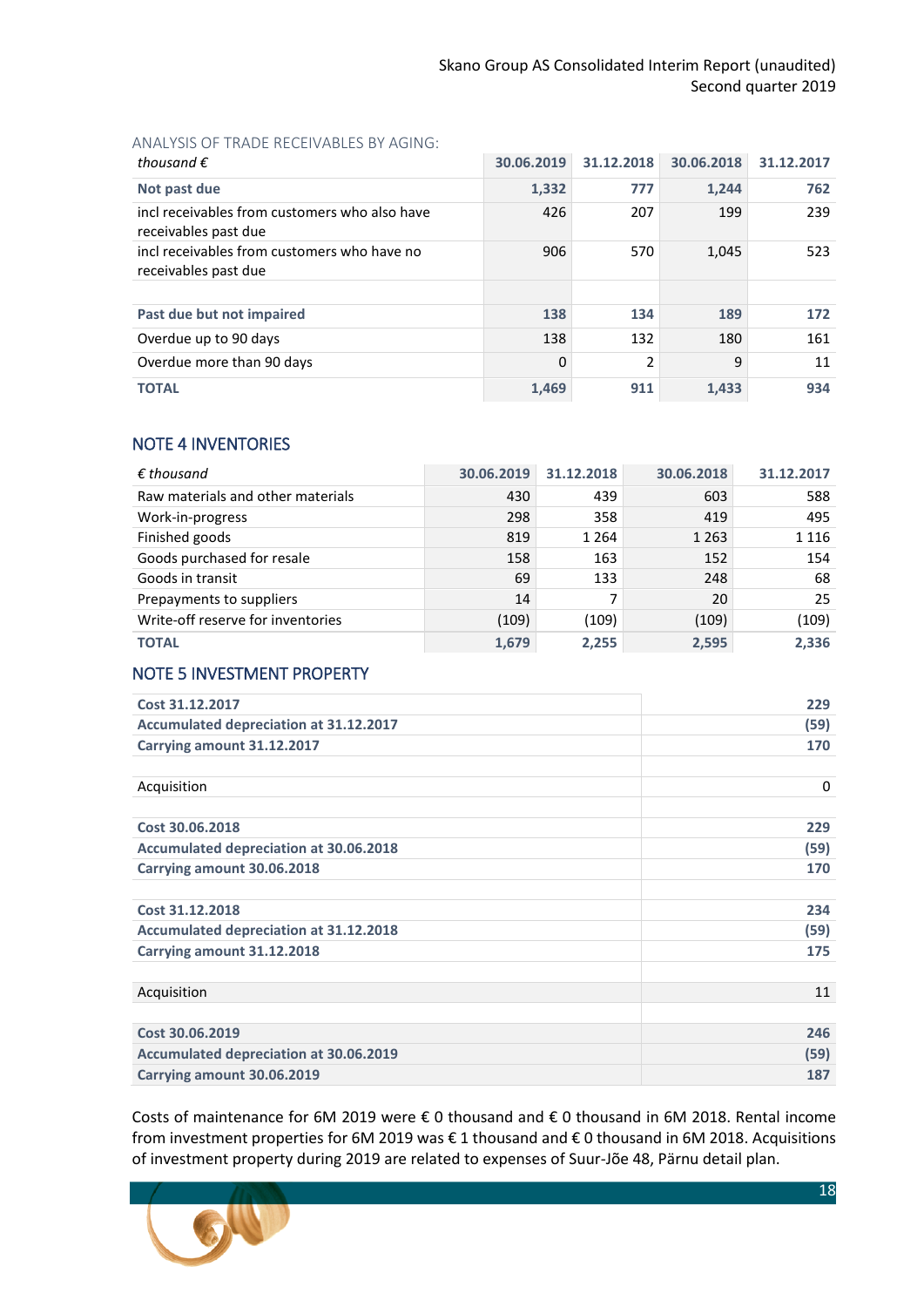ANALYSIS OF TRADE RECEIVABLES BY AGING:

| *thousand €* | 30.06.2019 | 31.12.2018 | 30.06.2018 | 31.12.2017 |
|---|---|---|---|---|
| **Not past due** | **1,332** | **777** | **1,244** | **762** |
| incl receivables from customers who also have receivables past due | 426 | 207 | 199 | 239 |
| incl receivables from customers who have no receivables past due | 906 | 570 | 1,045 | 523 |
| | | | | |
| **Past due but not impaired** | **138** | **134** | **189** | **172** |
| Overdue up to 90 days | 138 | 132 | 180 | 161 |
| Overdue more than 90 days | 0 | 2 | 9 | 11 |
| **TOTAL** | **1,469** | **911** | **1,433** | **934** |

## NOTE 4 INVENTORIES

| *€ thousand* | 30.06.2019 | 31.12.2018 | 30.06.2018 | 31.12.2017 |
|---|---|---|---|---|
| Raw materials and other materials | 430 | 439 | 603 | 588 |
| Work-in-progress | 298 | 358 | 419 | 495 |
| Finished goods | 819 | 1 264 | 1 263 | 1 116 |
| Goods purchased for resale | 158 | 163 | 152 | 154 |
| Goods in transit | 69 | 133 | 248 | 68 |
| Prepayments to suppliers | 14 | 7 | 20 | 25 |
| Write-off reserve for inventories | (109) | (109) | (109) | (109) |
| **TOTAL** | **1,679** | **2,255** | **2,595** | **2,336** |

## NOTE 5 INVESTMENT PROPERTY

| | |
|---|---|
| **Cost 31.12.2017** | **229** |
| **Accumulated depreciation at 31.12.2017** | **(59)** |
| **Carrying amount 31.12.2017** | **170** |
| | |
| Acquisition | 0 |
| | |
| **Cost 30.06.2018** | **229** |
| **Accumulated depreciation at 30.06.2018** | **(59)** |
| **Carrying amount 30.06.2018** | **170** |
| | |
| **Cost 31.12.2018** | **234** |
| **Accumulated depreciation at 31.12.2018** | **(59)** |
| **Carrying amount 31.12.2018** | **175** |
| | |
| Acquisition | 11 |
| | |
| **Cost 30.06.2019** | **246** |
| **Accumulated depreciation at 30.06.2019** | **(59)** |
| **Carrying amount 30.06.2019** | **187** |

Costs of maintenance for 6M 2019 were € 0 thousand and € 0 thousand in 6M 2018. Rental income from investment properties for 6M 2019 was € 1 thousand and € 0 thousand in 6M 2018. Acquisitions of investment property during 2019 are related to expenses of Suur-Jõe 48, Pärnu detail plan.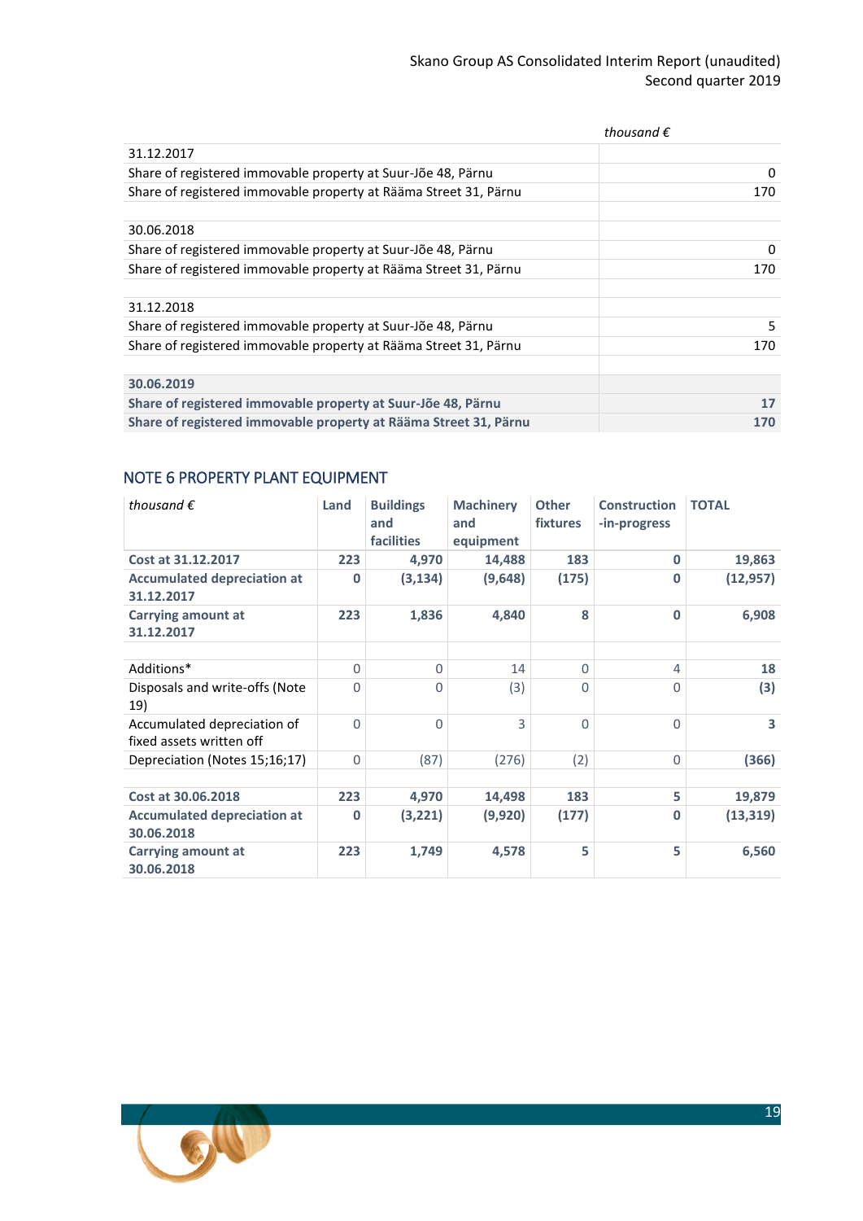| | thousand € |
|---|---|
| 31.12.2017 | |
| Share of registered immovable property at Suur-Jõe 48, Pärnu | 0 |
| Share of registered immovable property at Rääma Street 31, Pärnu | 170 |
| | |
| 30.06.2018 | |
| Share of registered immovable property at Suur-Jõe 48, Pärnu | 0 |
| Share of registered immovable property at Rääma Street 31, Pärnu | 170 |
| | |
| 31.12.2018 | |
| Share of registered immovable property at Suur-Jõe 48, Pärnu | 5 |
| Share of registered immovable property at Rääma Street 31, Pärnu | 170 |
| | |
| **30.06.2019** | |
| **Share of registered immovable property at Suur-Jõe 48, Pärnu** | **17** |
| **Share of registered immovable property at Rääma Street 31, Pärnu** | **170** |

## NOTE 6 PROPERTY PLANT EQUIPMENT

| *thousand €* | Land | Buildings and facilities | Machinery and equipment | Other fixtures | Construction -in-progress | TOTAL |
|---|---|---|---|---|---|---|
| **Cost at 31.12.2017** | **223** | **4,970** | **14,488** | **183** | **0** | **19,863** |
| **Accumulated depreciation at 31.12.2017** | **0** | **(3,134)** | **(9,648)** | **(175)** | **0** | **(12,957)** |
| **Carrying amount at 31.12.2017** | **223** | **1,836** | **4,840** | **8** | **0** | **6,908** |
| | | | | | | |
| Additions* | 0 | 0 | 14 | 0 | 4 | **18** |
| Disposals and write-offs (Note 19) | 0 | 0 | (3) | 0 | 0 | **(3)** |
| Accumulated depreciation of fixed assets written off | 0 | 0 | 3 | 0 | 0 | **3** |
| Depreciation (Notes 15;16;17) | 0 | (87) | (276) | (2) | 0 | **(366)** |
| | | | | | | |
| **Cost at 30.06.2018** | **223** | **4,970** | **14,498** | **183** | **5** | **19,879** |
| **Accumulated depreciation at 30.06.2018** | **0** | **(3,221)** | **(9,920)** | **(177)** | **0** | **(13,319)** |
| **Carrying amount at 30.06.2018** | **223** | **1,749** | **4,578** | **5** | **5** | **6,560** |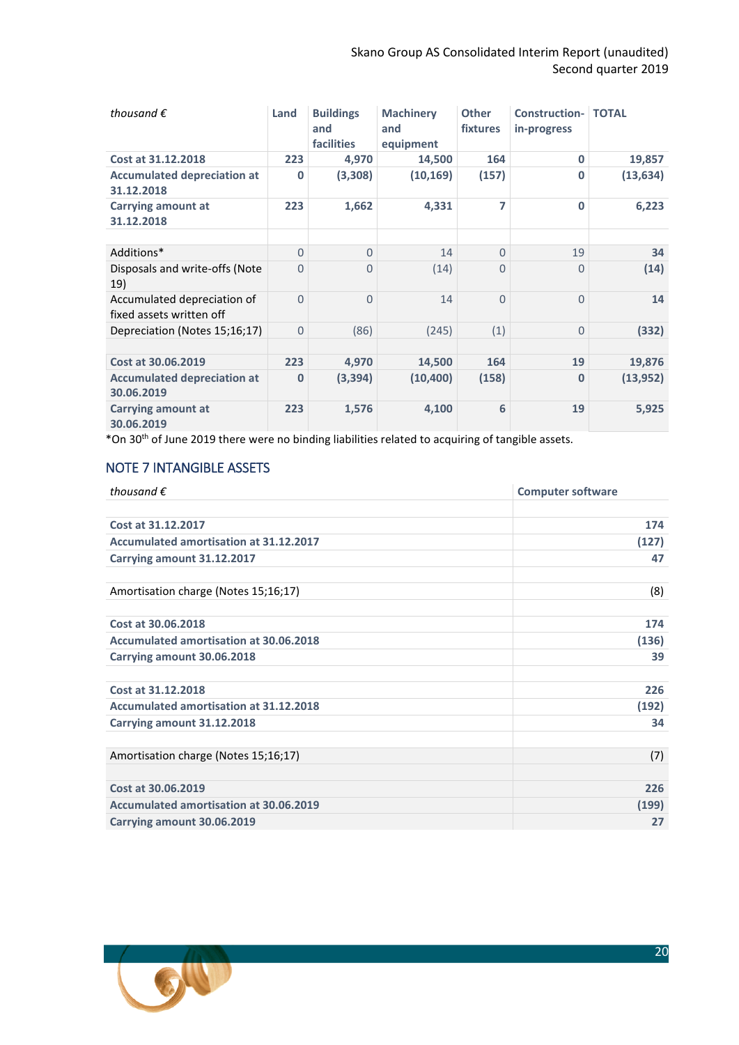| *thousand €* | Land | Buildings and facilities | Machinery and equipment | Other fixtures | Construction-in-progress | TOTAL |
|---|---|---|---|---|---|---|
| **Cost at 31.12.2018** | **223** | **4,970** | **14,500** | **164** | **0** | **19,857** |
| **Accumulated depreciation at 31.12.2018** | **0** | **(3,308)** | **(10,169)** | **(157)** | **0** | **(13,634)** |
| **Carrying amount at 31.12.2018** | **223** | **1,662** | **4,331** | **7** | **0** | **6,223** |
| | | | | | | |
| Additions* | 0 | 0 | 14 | 0 | 19 | **34** |
| Disposals and write-offs (Note 19) | 0 | 0 | (14) | 0 | 0 | **(14)** |
| Accumulated depreciation of fixed assets written off | 0 | 0 | 14 | 0 | 0 | **14** |
| Depreciation (Notes 15;16;17) | 0 | (86) | (245) | (1) | 0 | **(332)** |
| | | | | | | |
| **Cost at 30.06.2019** | **223** | **4,970** | **14,500** | **164** | **19** | **19,876** |
| **Accumulated depreciation at 30.06.2019** | **0** | **(3,394)** | **(10,400)** | **(158)** | **0** | **(13,952)** |
| **Carrying amount at 30.06.2019** | **223** | **1,576** | **4,100** | **6** | **19** | **5,925** |

*On 30th of June 2019 there were no binding liabilities related to acquiring of tangible assets.

## NOTE 7 INTANGIBLE ASSETS

| *thousand €* | Computer software |
|---|---|
| | |
| **Cost at 31.12.2017** | **174** |
| **Accumulated amortisation at 31.12.2017** | **(127)** |
| **Carrying amount 31.12.2017** | **47** |
| | |
| Amortisation charge (Notes 15;16;17) | (8) |
| | |
| **Cost at 30.06.2018** | **174** |
| **Accumulated amortisation at 30.06.2018** | **(136)** |
| **Carrying amount 30.06.2018** | **39** |
| | |
| **Cost at 31.12.2018** | **226** |
| **Accumulated amortisation at 31.12.2018** | **(192)** |
| **Carrying amount 31.12.2018** | **34** |
| | |
| Amortisation charge (Notes 15;16;17) | (7) |
| | |
| **Cost at 30.06.2019** | **226** |
| **Accumulated amortisation at 30.06.2019** | **(199)** |
| **Carrying amount 30.06.2019** | **27** |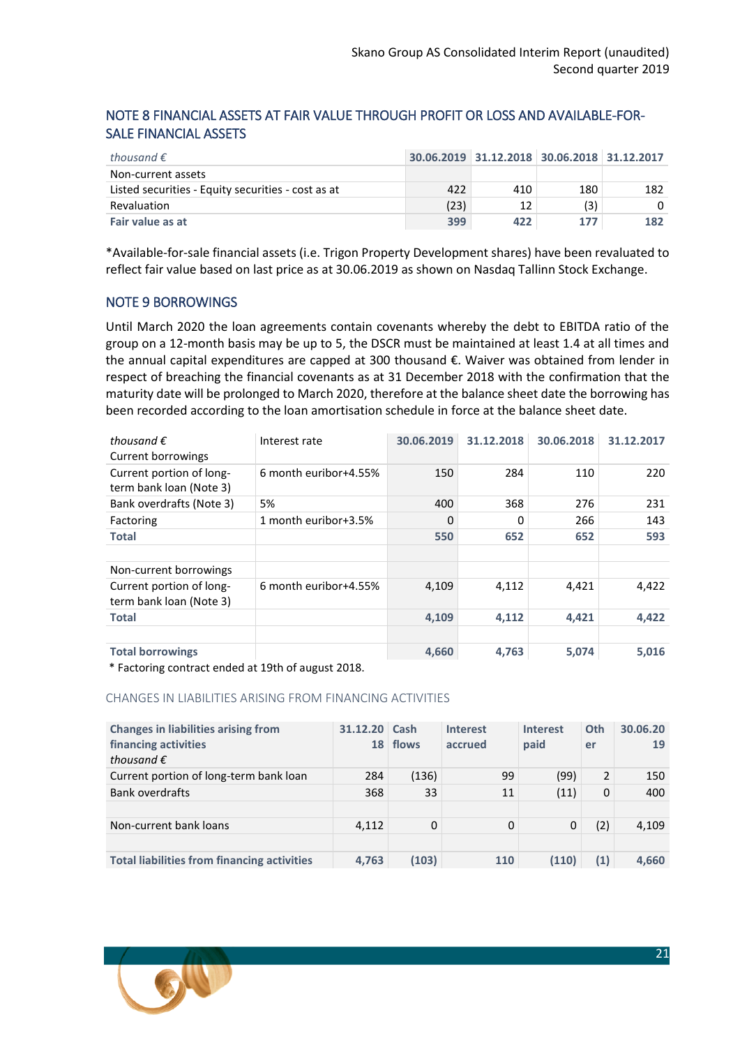## NOTE 8 FINANCIAL ASSETS AT FAIR VALUE THROUGH PROFIT OR LOSS AND AVAILABLE-FOR-SALE FINANCIAL ASSETS

| *thousand €* | 30.06.2019 | 31.12.2018 | 30.06.2018 | 31.12.2017 |
|---|---|---|---|---|
| Non-current assets | | | | |
| Listed securities - Equity securities - cost as at | 422 | 410 | 180 | 182 |
| Revaluation | (23) | 12 | (3) | 0 |
| **Fair value as at** | **399** | **422** | **177** | **182** |

*Available-for-sale financial assets (i.e. Trigon Property Development shares) have been revaluated to reflect fair value based on last price as at 30.06.2019 as shown on Nasdaq Tallinn Stock Exchange.

## NOTE 9 BORROWINGS

Until March 2020 the loan agreements contain covenants whereby the debt to EBITDA ratio of the group on a 12-month basis may be up to 5, the DSCR must be maintained at least 1.4 at all times and the annual capital expenditures are capped at 300 thousand €. Waiver was obtained from lender in respect of breaching the financial covenants as at 31 December 2018 with the confirmation that the maturity date will be prolonged to March 2020, therefore at the balance sheet date the borrowing has been recorded according to the loan amortisation schedule in force at the balance sheet date.

| *thousand €* | Interest rate | 30.06.2019 | 31.12.2018 | 30.06.2018 | 31.12.2017 |
|---|---|---|---|---|---|
| Current borrowings | | | | | |
| Current portion of long-term bank loan (Note 3) | 6 month euribor+4.55% | 150 | 284 | 110 | 220 |
| Bank overdrafts (Note 3) | 5% | 400 | 368 | 276 | 231 |
| Factoring | 1 month euribor+3.5% | 0 | 0 | 266 | 143 |
| **Total** | | **550** | **652** | **652** | **593** |
| | | | | | |
| Non-current borrowings | | | | | |
| Current portion of long-term bank loan (Note 3) | 6 month euribor+4.55% | 4,109 | 4,112 | 4,421 | 4,422 |
| **Total** | | **4,109** | **4,112** | **4,421** | **4,422** |
| | | | | | |
| **Total borrowings** | | **4,660** | **4,763** | **5,074** | **5,016** |

* Factoring contract ended at 19th of august 2018.

### CHANGES IN LIABILITIES ARISING FROM FINANCING ACTIVITIES

| **Changes in liabilities arising from financing activities** *thousand €* | 31.12.2018 | Cash flows | Interest accrued | Interest paid | Other | 30.06.2019 |
|---|---|---|---|---|---|---|
| Current portion of long-term bank loan | 284 | (136) | 99 | (99) | 2 | 150 |
| Bank overdrafts | 368 | 33 | 11 | (11) | 0 | 400 |
| | | | | | | |
| Non-current bank loans | 4,112 | 0 | 0 | 0 | (2) | 4,109 |
| | | | | | | |
| **Total liabilities from financing activities** | **4,763** | **(103)** | **110** | **(110)** | **(1)** | **4,660** |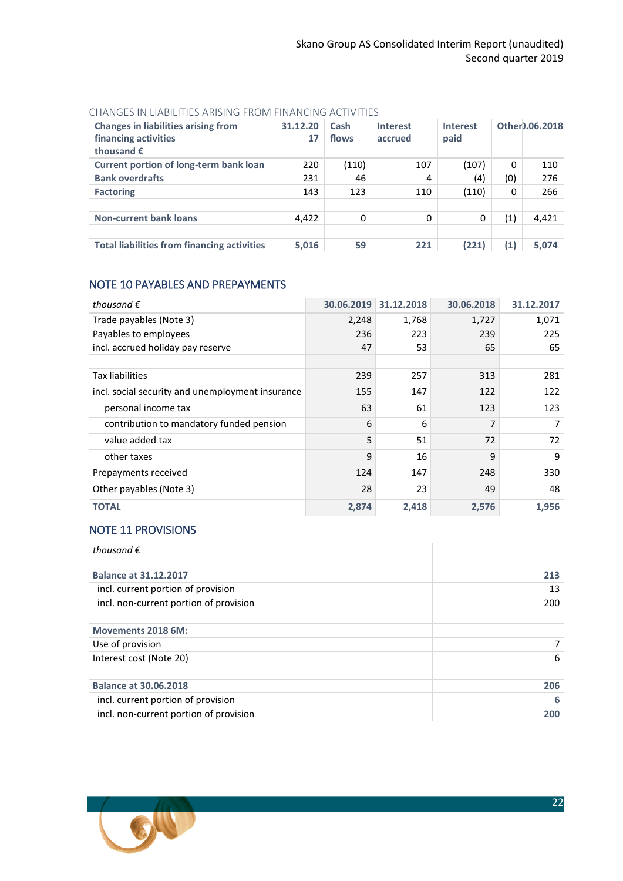CHANGES IN LIABILITIES ARISING FROM FINANCING ACTIVITIES

| Changes in liabilities arising from financing activities thousand € | 31.12.2017 | Cash flows | Interest accrued | Interest paid | Other | 30.06.2018 |
|---|---|---|---|---|---|---|
| **Current portion of long-term bank loan** | 220 | (110) | 107 | (107) | 0 | 110 |
| **Bank overdrafts** | 231 | 46 | 4 | (4) | (0) | 276 |
| **Factoring** | 143 | 123 | 110 | (110) | 0 | 266 |
| | | | | | | |
| **Non-current bank loans** | 4,422 | 0 | 0 | 0 | (1) | 4,421 |
| | | | | | | |
| **Total liabilities from financing activities** | **5,016** | **59** | **221** | **(221)** | **(1)** | **5,074** |

## NOTE 10 PAYABLES AND PREPAYMENTS

| *thousand €* | 30.06.2019 | 31.12.2018 | 30.06.2018 | 31.12.2017 |
|---|---|---|---|---|
| Trade payables (Note 3) | 2,248 | 1,768 | 1,727 | 1,071 |
| Payables to employees | 236 | 223 | 239 | 225 |
| incl. accrued holiday pay reserve | 47 | 53 | 65 | 65 |
| | | | | |
| Tax liabilities | 239 | 257 | 313 | 281 |
| incl. social security and unemployment insurance | 155 | 147 | 122 | 122 |
| personal income tax | 63 | 61 | 123 | 123 |
| contribution to mandatory funded pension | 6 | 6 | 7 | 7 |
| value added tax | 5 | 51 | 72 | 72 |
| other taxes | 9 | 16 | 9 | 9 |
| Prepayments received | 124 | 147 | 248 | 330 |
| Other payables (Note 3) | 28 | 23 | 49 | 48 |
| **TOTAL** | **2,874** | **2,418** | **2,576** | **1,956** |

## NOTE 11 PROVISIONS

| *thousand €* | |
|---|---|
| **Balance at 31.12.2017** | **213** |
| incl. current portion of provision | 13 |
| incl. non-current portion of provision | 200 |
| | |
| **Movements 2018 6M:** | |
| Use of provision | 7 |
| Interest cost (Note 20) | 6 |
| | |
| **Balance at 30.06.2018** | **206** |
| incl. current portion of provision | **6** |
| incl. non-current portion of provision | **200** |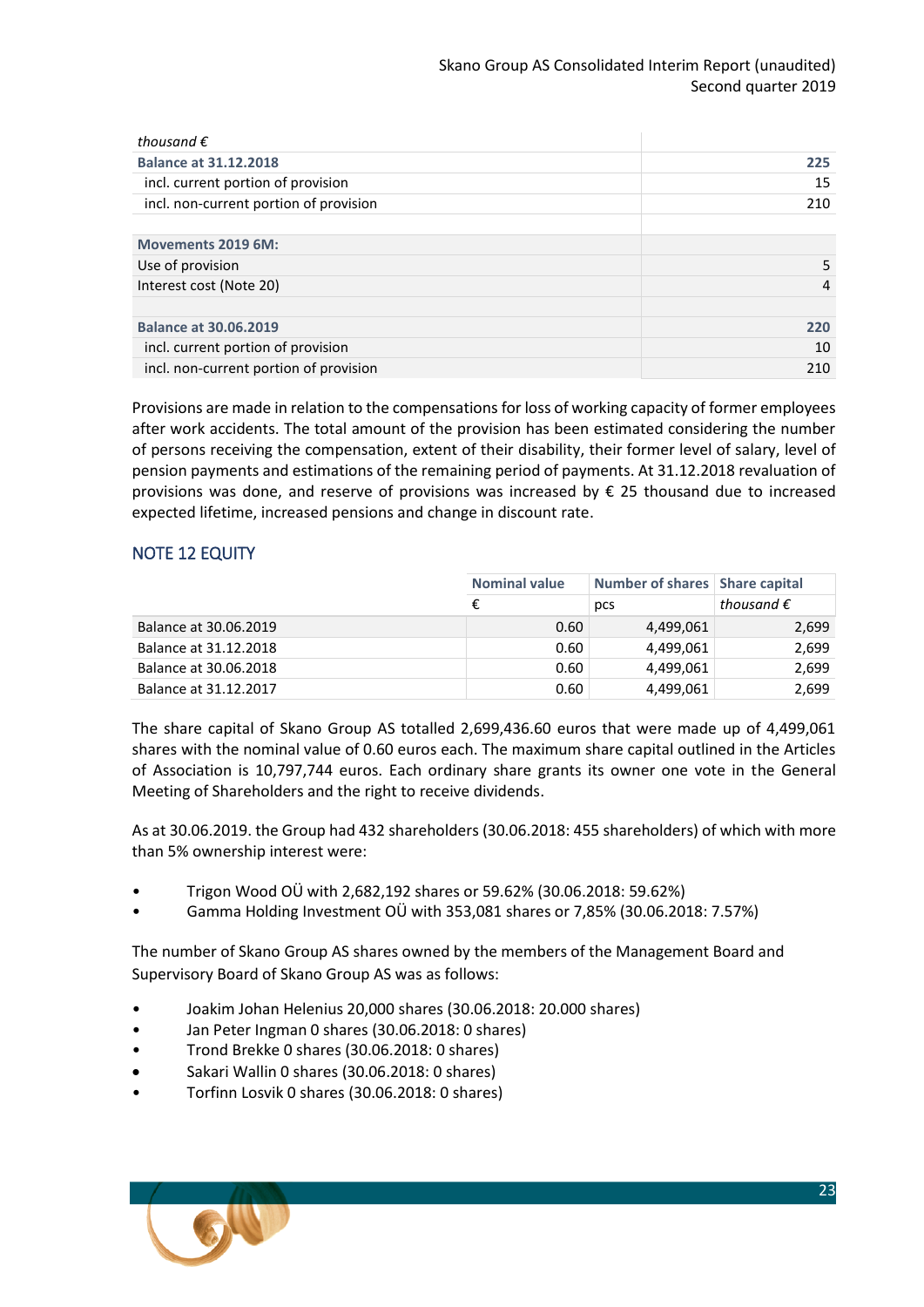| thousand € | |
|---|---|
| **Balance at 31.12.2018** | **225** |
| incl. current portion of provision | 15 |
| incl. non-current portion of provision | 210 |
| | |
| **Movements 2019 6M:** | |
| Use of provision | 5 |
| Interest cost (Note 20) | 4 |
| | |
| **Balance at 30.06.2019** | **220** |
| incl. current portion of provision | 10 |
| incl. non-current portion of provision | 210 |

Provisions are made in relation to the compensations for loss of working capacity of former employees after work accidents. The total amount of the provision has been estimated considering the number of persons receiving the compensation, extent of their disability, their former level of salary, level of pension payments and estimations of the remaining period of payments. At 31.12.2018 revaluation of provisions was done, and reserve of provisions was increased by € 25 thousand due to increased expected lifetime, increased pensions and change in discount rate.

## NOTE 12 EQUITY

| | Nominal value | Number of shares | Share capital |
|---|---|---|---|
| | € | pcs | *thousand €* |
| Balance at 30.06.2019 | 0.60 | 4,499,061 | 2,699 |
| Balance at 31.12.2018 | 0.60 | 4,499,061 | 2,699 |
| Balance at 30.06.2018 | 0.60 | 4,499,061 | 2,699 |
| Balance at 31.12.2017 | 0.60 | 4,499,061 | 2,699 |

The share capital of Skano Group AS totalled 2,699,436.60 euros that were made up of 4,499,061 shares with the nominal value of 0.60 euros each. The maximum share capital outlined in the Articles of Association is 10,797,744 euros. Each ordinary share grants its owner one vote in the General Meeting of Shareholders and the right to receive dividends.

As at 30.06.2019. the Group had 432 shareholders (30.06.2018: 455 shareholders) of which with more than 5% ownership interest were:

- Trigon Wood OÜ with 2,682,192 shares or 59.62% (30.06.2018: 59.62%)
- Gamma Holding Investment OÜ with 353,081 shares or 7,85% (30.06.2018: 7.57%)

The number of Skano Group AS shares owned by the members of the Management Board and Supervisory Board of Skano Group AS was as follows:

- Joakim Johan Helenius 20,000 shares (30.06.2018: 20.000 shares)
- Jan Peter Ingman 0 shares (30.06.2018: 0 shares)
- Trond Brekke 0 shares (30.06.2018: 0 shares)
- Sakari Wallin 0 shares (30.06.2018: 0 shares)
- Torfinn Losvik 0 shares (30.06.2018: 0 shares)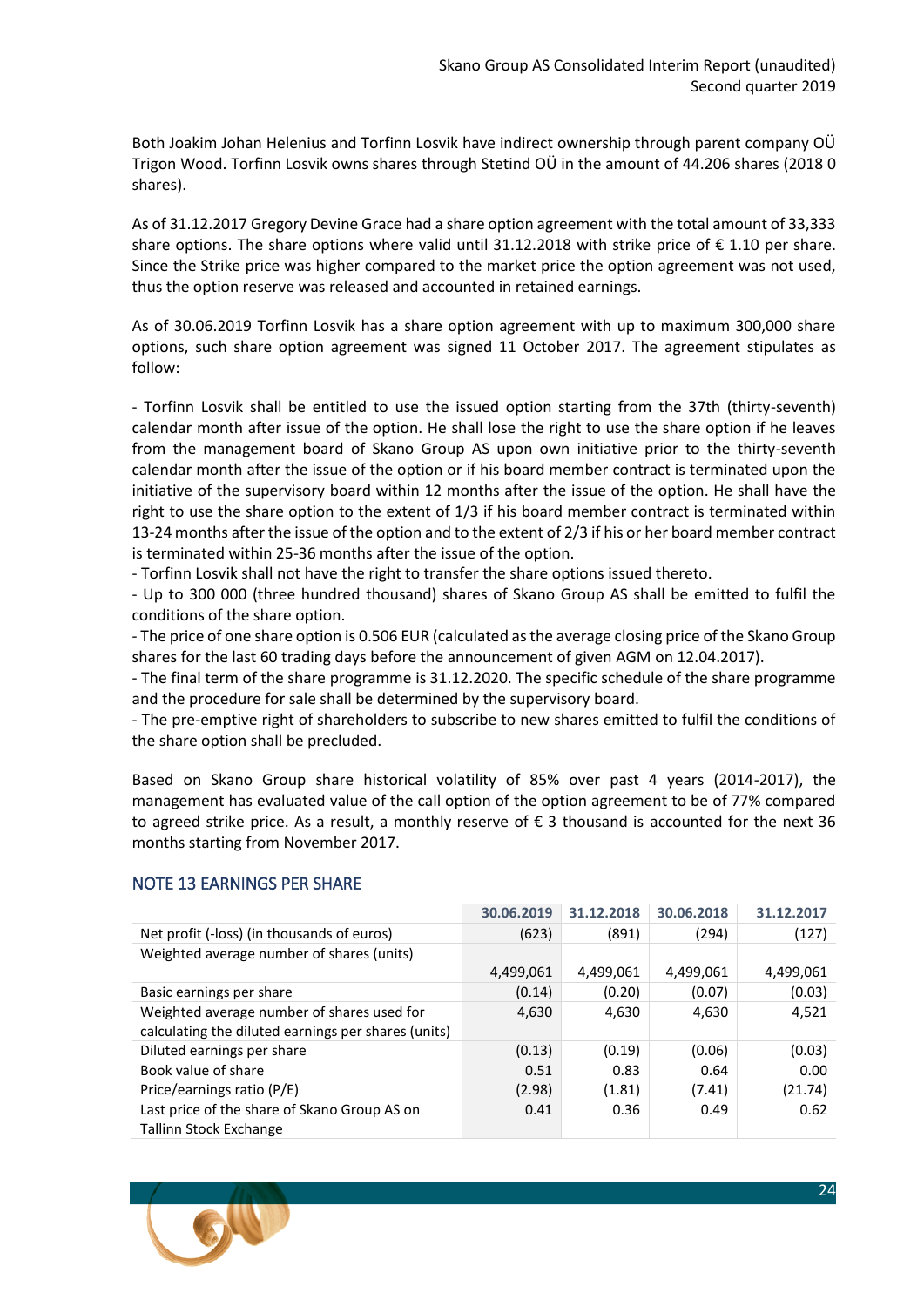Both Joakim Johan Helenius and Torfinn Losvik have indirect ownership through parent company OÜ Trigon Wood. Torfinn Losvik owns shares through Stetind OÜ in the amount of 44.206 shares (2018 0 shares).

As of 31.12.2017 Gregory Devine Grace had a share option agreement with the total amount of 33,333 share options. The share options where valid until 31.12.2018 with strike price of € 1.10 per share. Since the Strike price was higher compared to the market price the option agreement was not used, thus the option reserve was released and accounted in retained earnings.

As of 30.06.2019 Torfinn Losvik has a share option agreement with up to maximum 300,000 share options, such share option agreement was signed 11 October 2017. The agreement stipulates as follow:

- Torfinn Losvik shall be entitled to use the issued option starting from the 37th (thirty-seventh) calendar month after issue of the option. He shall lose the right to use the share option if he leaves from the management board of Skano Group AS upon own initiative prior to the thirty-seventh calendar month after the issue of the option or if his board member contract is terminated upon the initiative of the supervisory board within 12 months after the issue of the option. He shall have the right to use the share option to the extent of 1/3 if his board member contract is terminated within 13-24 months after the issue of the option and to the extent of 2/3 if his or her board member contract is terminated within 25-36 months after the issue of the option.
- Torfinn Losvik shall not have the right to transfer the share options issued thereto.
- Up to 300 000 (three hundred thousand) shares of Skano Group AS shall be emitted to fulfil the conditions of the share option.
- The price of one share option is 0.506 EUR (calculated as the average closing price of the Skano Group shares for the last 60 trading days before the announcement of given AGM on 12.04.2017).
- The final term of the share programme is 31.12.2020. The specific schedule of the share programme and the procedure for sale shall be determined by the supervisory board.
- The pre-emptive right of shareholders to subscribe to new shares emitted to fulfil the conditions of the share option shall be precluded.

Based on Skano Group share historical volatility of 85% over past 4 years (2014-2017), the management has evaluated value of the call option of the option agreement to be of 77% compared to agreed strike price. As a result, a monthly reserve of € 3 thousand is accounted for the next 36 months starting from November 2017.

## NOTE 13 EARNINGS PER SHARE

| | 30.06.2019 | 31.12.2018 | 30.06.2018 | 31.12.2017 |
|---|---|---|---|---|
| Net profit (-loss) (in thousands of euros) | (623) | (891) | (294) | (127) |
| Weighted average number of shares (units) | 4,499,061 | 4,499,061 | 4,499,061 | 4,499,061 |
| Basic earnings per share | (0.14) | (0.20) | (0.07) | (0.03) |
| Weighted average number of shares used for calculating the diluted earnings per shares (units) | 4,630 | 4,630 | 4,630 | 4,521 |
| Diluted earnings per share | (0.13) | (0.19) | (0.06) | (0.03) |
| Book value of share | 0.51 | 0.83 | 0.64 | 0.00 |
| Price/earnings ratio (P/E) | (2.98) | (1.81) | (7.41) | (21.74) |
| Last price of the share of Skano Group AS on Tallinn Stock Exchange | 0.41 | 0.36 | 0.49 | 0.62 |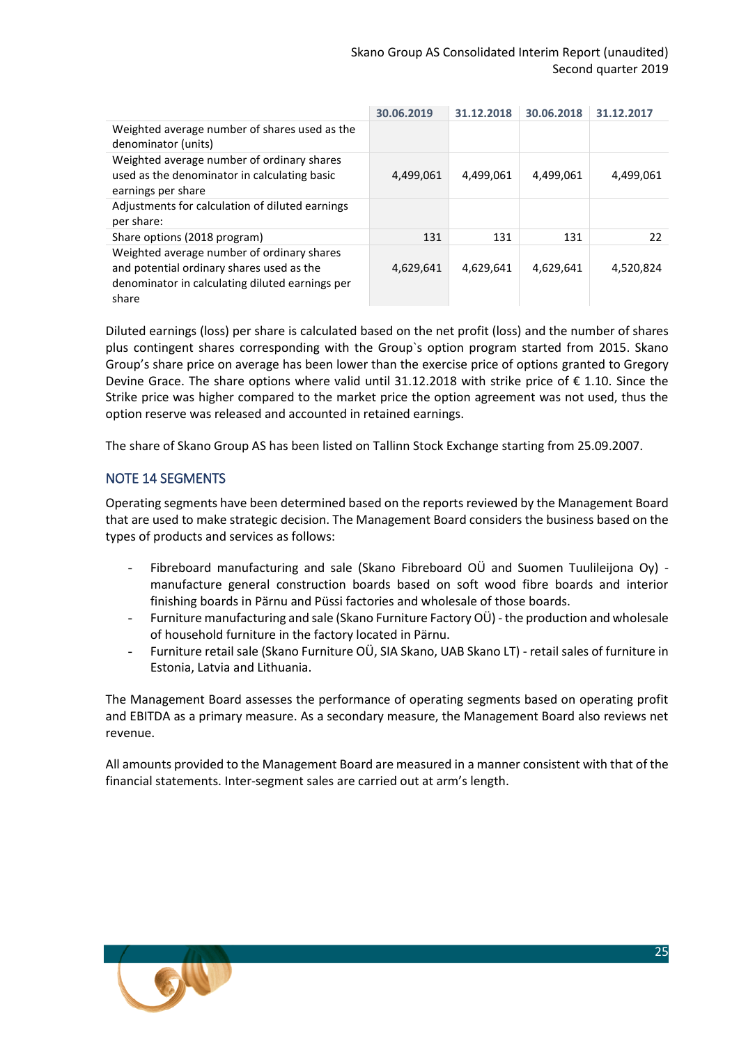| | 30.06.2019 | 31.12.2018 | 30.06.2018 | 31.12.2017 |
|---|---|---|---|---|
| Weighted average number of shares used as the denominator (units) | | | | |
| Weighted average number of ordinary shares used as the denominator in calculating basic earnings per share | 4,499,061 | 4,499,061 | 4,499,061 | 4,499,061 |
| Adjustments for calculation of diluted earnings per share: | | | | |
| Share options (2018 program) | 131 | 131 | 131 | 22 |
| Weighted average number of ordinary shares and potential ordinary shares used as the denominator in calculating diluted earnings per share | 4,629,641 | 4,629,641 | 4,629,641 | 4,520,824 |

Diluted earnings (loss) per share is calculated based on the net profit (loss) and the number of shares plus contingent shares corresponding with the Group`s option program started from 2015. Skano Group's share price on average has been lower than the exercise price of options granted to Gregory Devine Grace. The share options where valid until 31.12.2018 with strike price of € 1.10. Since the Strike price was higher compared to the market price the option agreement was not used, thus the option reserve was released and accounted in retained earnings.

The share of Skano Group AS has been listed on Tallinn Stock Exchange starting from 25.09.2007.

## NOTE 14 SEGMENTS

Operating segments have been determined based on the reports reviewed by the Management Board that are used to make strategic decision. The Management Board considers the business based on the types of products and services as follows:

- Fibreboard manufacturing and sale (Skano Fibreboard OÜ and Suomen Tuulileijona Oy) - manufacture general construction boards based on soft wood fibre boards and interior finishing boards in Pärnu and Püssi factories and wholesale of those boards.
- Furniture manufacturing and sale (Skano Furniture Factory OÜ) - the production and wholesale of household furniture in the factory located in Pärnu.
- Furniture retail sale (Skano Furniture OÜ, SIA Skano, UAB Skano LT) - retail sales of furniture in Estonia, Latvia and Lithuania.

The Management Board assesses the performance of operating segments based on operating profit and EBITDA as a primary measure. As a secondary measure, the Management Board also reviews net revenue.

All amounts provided to the Management Board are measured in a manner consistent with that of the financial statements. Inter-segment sales are carried out at arm's length.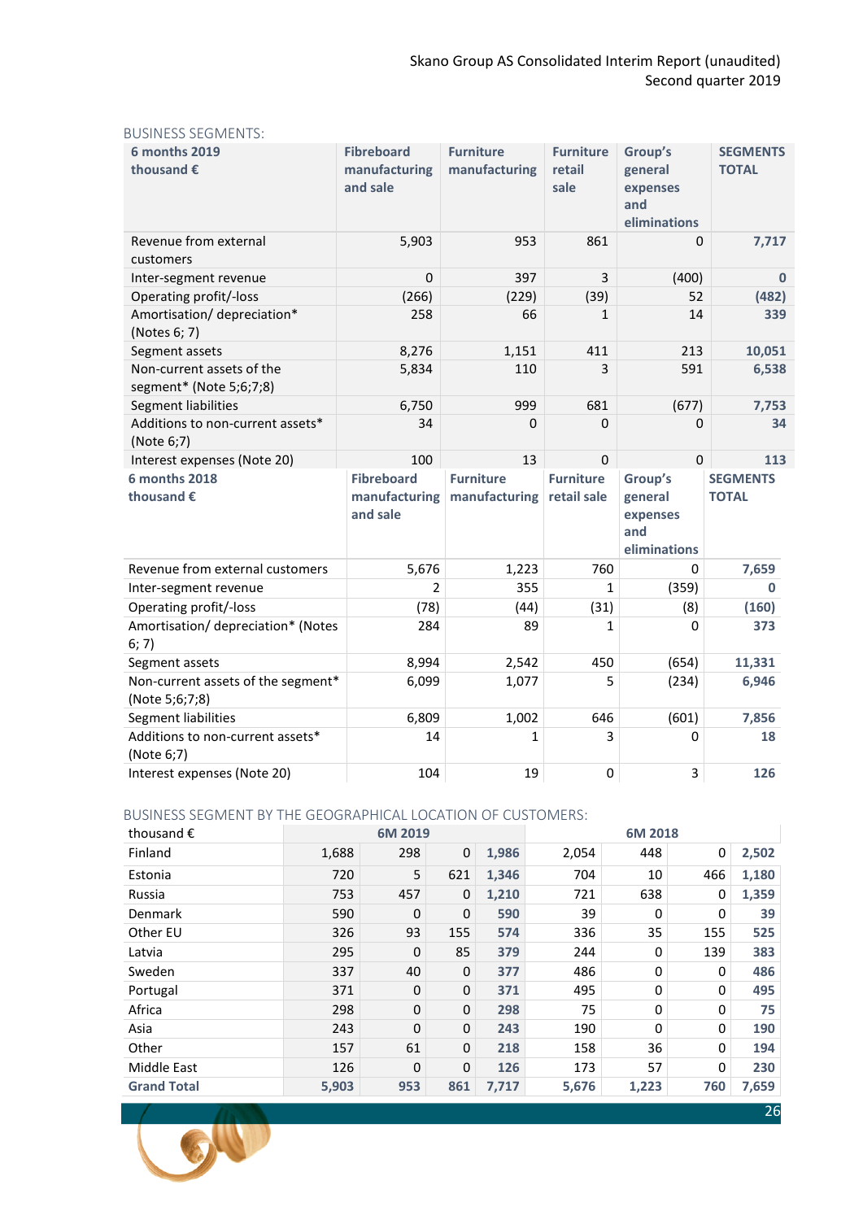BUSINESS SEGMENTS:

| 6 months 2019 thousand € | Fibreboard manufacturing and sale | Furniture manufacturing | Furniture retail sale | Group's general expenses and eliminations | SEGMENTS TOTAL |
|---|---|---|---|---|---|
| Revenue from external customers | 5,903 | 953 | 861 | 0 | **7,717** |
| Inter-segment revenue | 0 | 397 | 3 | (400) | **0** |
| Operating profit/-loss | (266) | (229) | (39) | 52 | **(482)** |
| Amortisation/ depreciation* (Notes 6; 7) | 258 | 66 | 1 | 14 | **339** |
| Segment assets | 8,276 | 1,151 | 411 | 213 | **10,051** |
| Non-current assets of the segment* (Note 5;6;7;8) | 5,834 | 110 | 3 | 591 | **6,538** |
| Segment liabilities | 6,750 | 999 | 681 | (677) | **7,753** |
| Additions to non-current assets* (Note 6;7) | 34 | 0 | 0 | 0 | **34** |
| Interest expenses (Note 20) | 100 | 13 | 0 | 0 | **113** |

| 6 months 2018 thousand € | Fibreboard manufacturing and sale | Furniture manufacturing | Furniture retail sale | Group's general expenses and eliminations | SEGMENTS TOTAL |
|---|---|---|---|---|---|
| Revenue from external customers | 5,676 | 1,223 | 760 | 0 | **7,659** |
| Inter-segment revenue | 2 | 355 | 1 | (359) | **0** |
| Operating profit/-loss | (78) | (44) | (31) | (8) | **(160)** |
| Amortisation/ depreciation* (Notes 6; 7) | 284 | 89 | 1 | 0 | **373** |
| Segment assets | 8,994 | 2,542 | 450 | (654) | **11,331** |
| Non-current assets of the segment* (Note 5;6;7;8) | 6,099 | 1,077 | 5 | (234) | **6,946** |
| Segment liabilities | 6,809 | 1,002 | 646 | (601) | **7,856** |
| Additions to non-current assets* (Note 6;7) | 14 | 1 | 3 | 0 | **18** |
| Interest expenses (Note 20) | 104 | 19 | 0 | 3 | **126** |

BUSINESS SEGMENT BY THE GEOGRAPHICAL LOCATION OF CUSTOMERS:

| thousand € | 6M 2019 | | | | 6M 2018 | | | |
|---|---|---|---|---|---|---|---|---|
| Finland | 1,688 | 298 | 0 | **1,986** | 2,054 | 448 | 0 | **2,502** |
| Estonia | 720 | 5 | 621 | **1,346** | 704 | 10 | 466 | **1,180** |
| Russia | 753 | 457 | 0 | **1,210** | 721 | 638 | 0 | **1,359** |
| Denmark | 590 | 0 | 0 | **590** | 39 | 0 | 0 | **39** |
| Other EU | 326 | 93 | 155 | **574** | 336 | 35 | 155 | **525** |
| Latvia | 295 | 0 | 85 | **379** | 244 | 0 | 139 | **383** |
| Sweden | 337 | 40 | 0 | **377** | 486 | 0 | 0 | **486** |
| Portugal | 371 | 0 | 0 | **371** | 495 | 0 | 0 | **495** |
| Africa | 298 | 0 | 0 | **298** | 75 | 0 | 0 | **75** |
| Asia | 243 | 0 | 0 | **243** | 190 | 0 | 0 | **190** |
| Other | 157 | 61 | 0 | **218** | 158 | 36 | 0 | **194** |
| Middle East | 126 | 0 | 0 | **126** | 173 | 57 | 0 | **230** |
| **Grand Total** | **5,903** | **953** | **861** | **7,717** | **5,676** | **1,223** | **760** | **7,659** |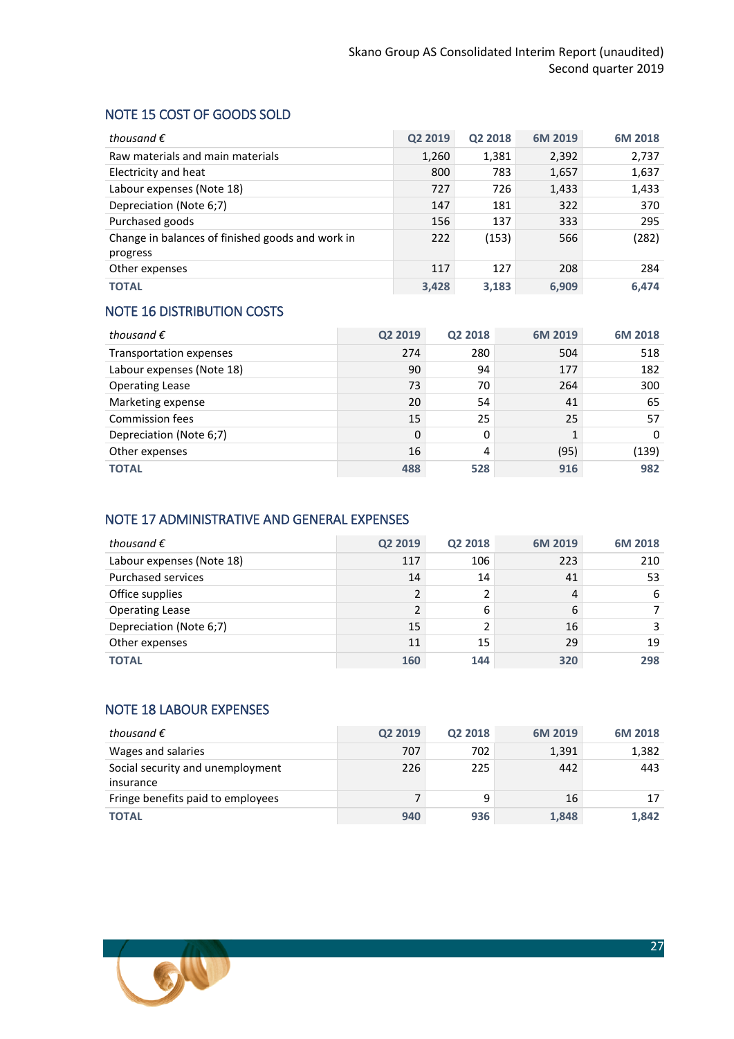## NOTE 15 COST OF GOODS SOLD

| *thousand €* | Q2 2019 | Q2 2018 | 6M 2019 | 6M 2018 |
|---|---|---|---|---|
| Raw materials and main materials | 1,260 | 1,381 | 2,392 | 2,737 |
| Electricity and heat | 800 | 783 | 1,657 | 1,637 |
| Labour expenses (Note 18) | 727 | 726 | 1,433 | 1,433 |
| Depreciation (Note 6;7) | 147 | 181 | 322 | 370 |
| Purchased goods | 156 | 137 | 333 | 295 |
| Change in balances of finished goods and work in progress | 222 | (153) | 566 | (282) |
| Other expenses | 117 | 127 | 208 | 284 |
| **TOTAL** | **3,428** | **3,183** | **6,909** | **6,474** |

## NOTE 16 DISTRIBUTION COSTS

| *thousand €* | Q2 2019 | Q2 2018 | 6M 2019 | 6M 2018 |
|---|---|---|---|---|
| Transportation expenses | 274 | 280 | 504 | 518 |
| Labour expenses (Note 18) | 90 | 94 | 177 | 182 |
| Operating Lease | 73 | 70 | 264 | 300 |
| Marketing expense | 20 | 54 | 41 | 65 |
| Commission fees | 15 | 25 | 25 | 57 |
| Depreciation (Note 6;7) | 0 | 0 | 1 | 0 |
| Other expenses | 16 | 4 | (95) | (139) |
| **TOTAL** | **488** | **528** | **916** | **982** |

## NOTE 17 ADMINISTRATIVE AND GENERAL EXPENSES

| *thousand €* | Q2 2019 | Q2 2018 | 6M 2019 | 6M 2018 |
|---|---|---|---|---|
| Labour expenses (Note 18) | 117 | 106 | 223 | 210 |
| Purchased services | 14 | 14 | 41 | 53 |
| Office supplies | 2 | 2 | 4 | 6 |
| Operating Lease | 2 | 6 | 6 | 7 |
| Depreciation (Note 6;7) | 15 | 2 | 16 | 3 |
| Other expenses | 11 | 15 | 29 | 19 |
| **TOTAL** | **160** | **144** | **320** | **298** |

## NOTE 18 LABOUR EXPENSES

| *thousand €* | Q2 2019 | Q2 2018 | 6M 2019 | 6M 2018 |
|---|---|---|---|---|
| Wages and salaries | 707 | 702 | 1,391 | 1,382 |
| Social security and unemployment insurance | 226 | 225 | 442 | 443 |
| Fringe benefits paid to employees | 7 | 9 | 16 | 17 |
| **TOTAL** | **940** | **936** | **1,848** | **1,842** |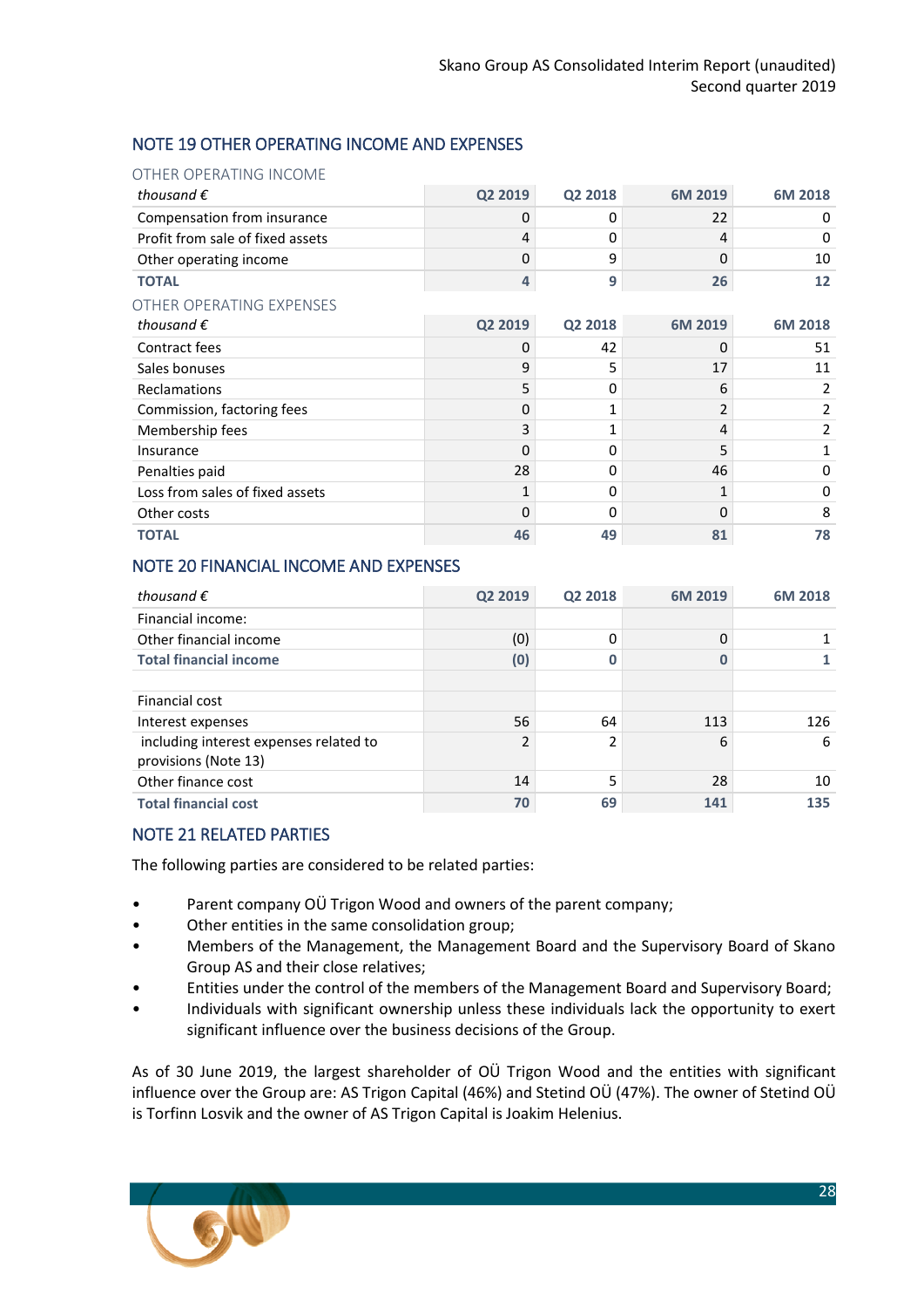## NOTE 19 OTHER OPERATING INCOME AND EXPENSES

### OTHER OPERATING INCOME

| *thousand €* | Q2 2019 | Q2 2018 | 6M 2019 | 6M 2018 |
|---|---|---|---|---|
| Compensation from insurance | 0 | 0 | 22 | 0 |
| Profit from sale of fixed assets | 4 | 0 | 4 | 0 |
| Other operating income | 0 | 9 | 0 | 10 |
| **TOTAL** | **4** | **9** | **26** | **12** |

### OTHER OPERATING EXPENSES

| *thousand €* | Q2 2019 | Q2 2018 | 6M 2019 | 6M 2018 |
|---|---|---|---|---|
| Contract fees | 0 | 42 | 0 | 51 |
| Sales bonuses | 9 | 5 | 17 | 11 |
| Reclamations | 5 | 0 | 6 | 2 |
| Commission, factoring fees | 0 | 1 | 2 | 2 |
| Membership fees | 3 | 1 | 4 | 2 |
| Insurance | 0 | 0 | 5 | 1 |
| Penalties paid | 28 | 0 | 46 | 0 |
| Loss from sales of fixed assets | 1 | 0 | 1 | 0 |
| Other costs | 0 | 0 | 0 | 8 |
| **TOTAL** | **46** | **49** | **81** | **78** |

## NOTE 20 FINANCIAL INCOME AND EXPENSES

| *thousand €* | Q2 2019 | Q2 2018 | 6M 2019 | 6M 2018 |
|---|---|---|---|---|
| Financial income: | | | | |
| Other financial income | (0) | 0 | 0 | 1 |
| **Total financial income** | **(0)** | **0** | **0** | **1** |
| | | | | |
| Financial cost | | | | |
| Interest expenses | 56 | 64 | 113 | 126 |
| including interest expenses related to provisions (Note 13) | 2 | 2 | 6 | 6 |
| Other finance cost | 14 | 5 | 28 | 10 |
| **Total financial cost** | **70** | **69** | **141** | **135** |

## NOTE 21 RELATED PARTIES

The following parties are considered to be related parties:

- Parent company OÜ Trigon Wood and owners of the parent company;
- Other entities in the same consolidation group;
- Members of the Management, the Management Board and the Supervisory Board of Skano Group AS and their close relatives;
- Entities under the control of the members of the Management Board and Supervisory Board;
- Individuals with significant ownership unless these individuals lack the opportunity to exert significant influence over the business decisions of the Group.

As of 30 June 2019, the largest shareholder of OÜ Trigon Wood and the entities with significant influence over the Group are: AS Trigon Capital (46%) and Stetind OÜ (47%). The owner of Stetind OÜ is Torfinn Losvik and the owner of AS Trigon Capital is Joakim Helenius.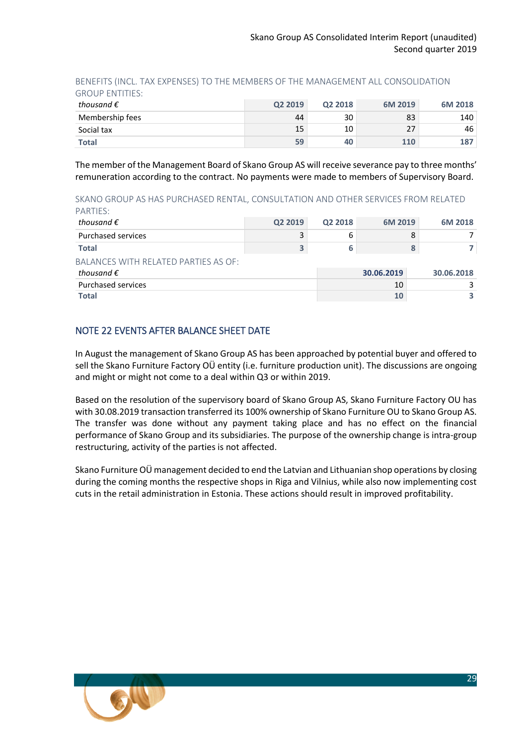BENEFITS (INCL. TAX EXPENSES) TO THE MEMBERS OF THE MANAGEMENT ALL CONSOLIDATION GROUP ENTITIES:

| *thousand €* | Q2 2019 | Q2 2018 | 6M 2019 | 6M 2018 |
|---|---|---|---|---|
| Membership fees | 44 | 30 | 83 | 140 |
| Social tax | 15 | 10 | 27 | 46 |
| **Total** | **59** | **40** | **110** | **187** |

The member of the Management Board of Skano Group AS will receive severance pay to three months' remuneration according to the contract. No payments were made to members of Supervisory Board.

SKANO GROUP AS HAS PURCHASED RENTAL, CONSULTATION AND OTHER SERVICES FROM RELATED PARTIES:

| *thousand €* | Q2 2019 | Q2 2018 | 6M 2019 | 6M 2018 |
|---|---|---|---|---|
| Purchased services | 3 | 6 | 8 | 7 |
| **Total** | **3** | **6** | **8** | **7** |

BALANCES WITH RELATED PARTIES AS OF:

| *thousand €* | 30.06.2019 | 30.06.2018 |
|---|---|---|
| Purchased services | 10 | 3 |
| **Total** | **10** | **3** |

## NOTE 22 EVENTS AFTER BALANCE SHEET DATE

In August the management of Skano Group AS has been approached by potential buyer and offered to sell the Skano Furniture Factory OÜ entity (i.e. furniture production unit). The discussions are ongoing and might or might not come to a deal within Q3 or within 2019.

Based on the resolution of the supervisory board of Skano Group AS, Skano Furniture Factory OU has with 30.08.2019 transaction transferred its 100% ownership of Skano Furniture OU to Skano Group AS. The transfer was done without any payment taking place and has no effect on the financial performance of Skano Group and its subsidiaries. The purpose of the ownership change is intra-group restructuring, activity of the parties is not affected.

Skano Furniture OÜ management decided to end the Latvian and Lithuanian shop operations by closing during the coming months the respective shops in Riga and Vilnius, while also now implementing cost cuts in the retail administration in Estonia. These actions should result in improved profitability.